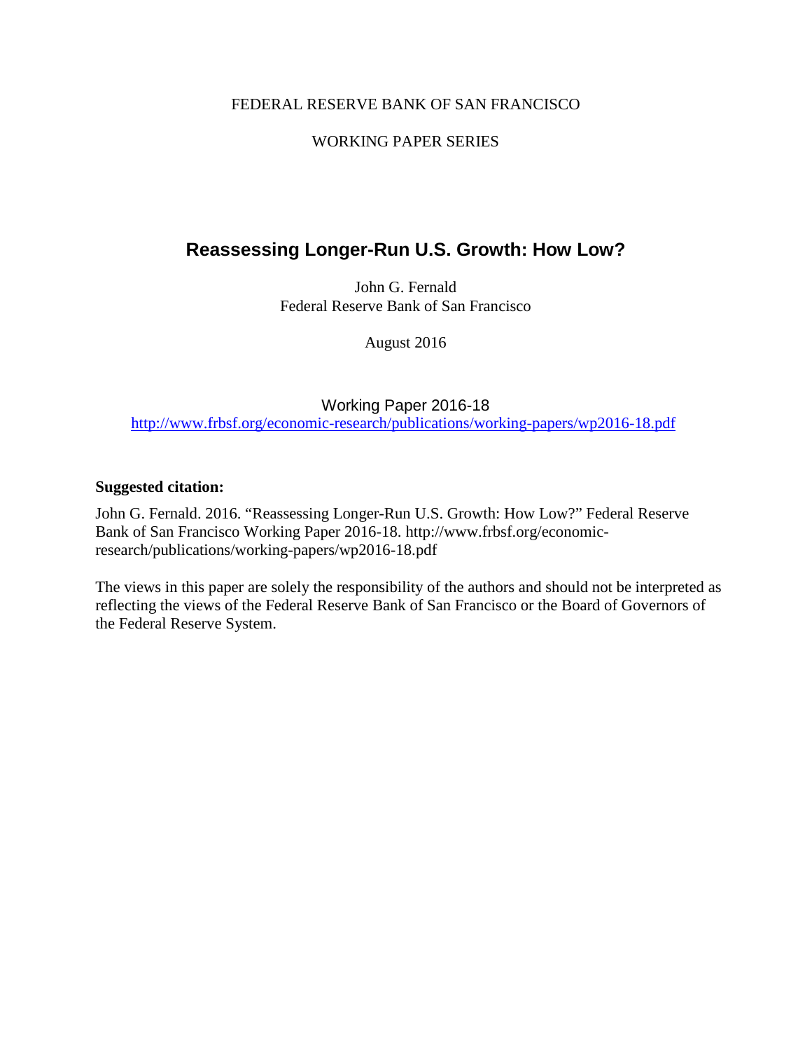FEDERAL RESERVE BANK OF SAN FRANCISCO

WORKING PAPER SERIES

# Reassessing Longer-Run U.S. Growth: How Low?

John G. Fernald
Federal Reserve Bank of San Francisco

August 2016

Working Paper 2016-18
http://www.frbsf.org/economic-research/publications/working-papers/wp2016-18.pdf

**Suggested citation:**

John G. Fernald. 2016. "Reassessing Longer-Run U.S. Growth: How Low?" Federal Reserve Bank of San Francisco Working Paper 2016-18. http://www.frbsf.org/economic-research/publications/working-papers/wp2016-18.pdf

The views in this paper are solely the responsibility of the authors and should not be interpreted as reflecting the views of the Federal Reserve Bank of San Francisco or the Board of Governors of the Federal Reserve System.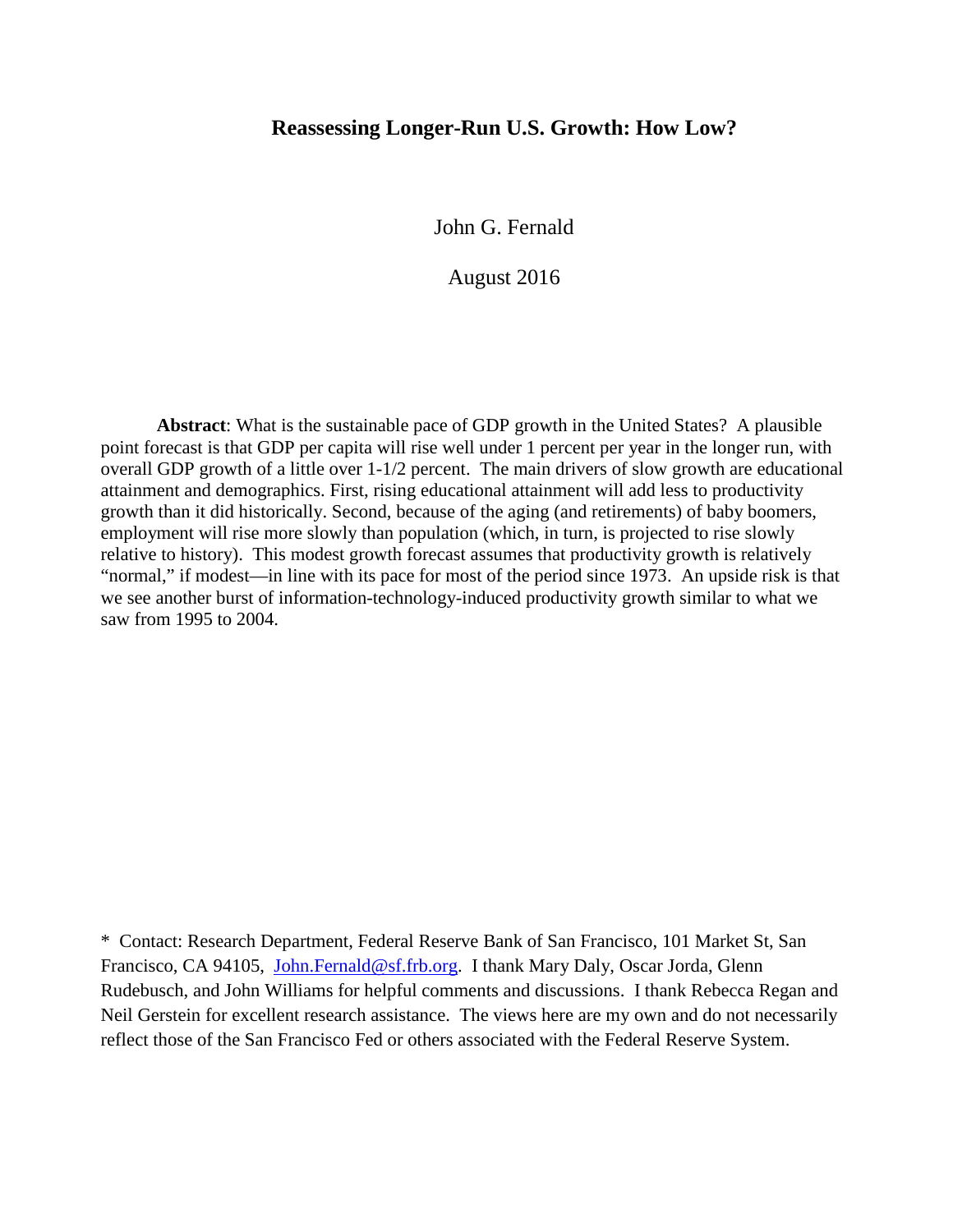# Reassessing Longer-Run U.S. Growth: How Low?

John G. Fernald

August 2016

**Abstract**: What is the sustainable pace of GDP growth in the United States? A plausible point forecast is that GDP per capita will rise well under 1 percent per year in the longer run, with overall GDP growth of a little over 1-1/2 percent. The main drivers of slow growth are educational attainment and demographics. First, rising educational attainment will add less to productivity growth than it did historically. Second, because of the aging (and retirements) of baby boomers, employment will rise more slowly than population (which, in turn, is projected to rise slowly relative to history). This modest growth forecast assumes that productivity growth is relatively "normal," if modest—in line with its pace for most of the period since 1973. An upside risk is that we see another burst of information-technology-induced productivity growth similar to what we saw from 1995 to 2004.

\* Contact: Research Department, Federal Reserve Bank of San Francisco, 101 Market St, San Francisco, CA 94105, John.Fernald@sf.frb.org. I thank Mary Daly, Oscar Jorda, Glenn Rudebusch, and John Williams for helpful comments and discussions. I thank Rebecca Regan and Neil Gerstein for excellent research assistance. The views here are my own and do not necessarily reflect those of the San Francisco Fed or others associated with the Federal Reserve System.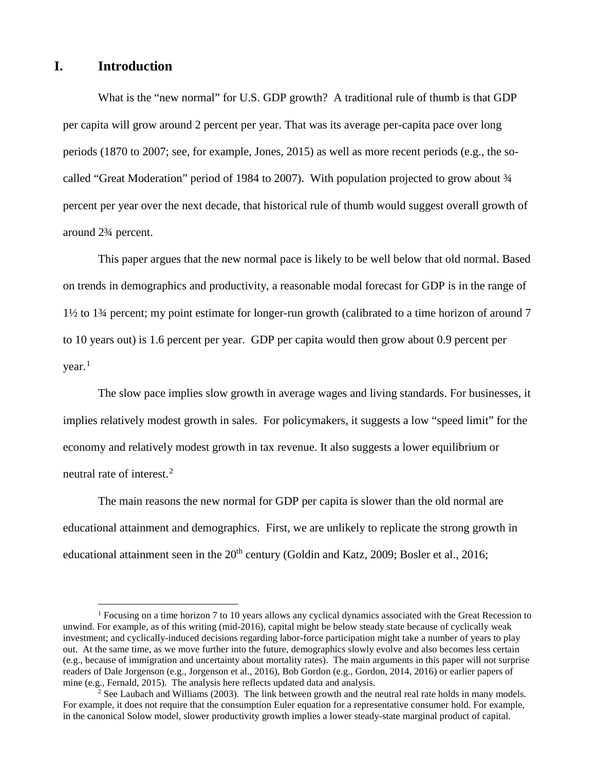# I. Introduction

What is the "new normal" for U.S. GDP growth? A traditional rule of thumb is that GDP per capita will grow around 2 percent per year. That was its average per-capita pace over long periods (1870 to 2007; see, for example, Jones, 2015) as well as more recent periods (e.g., the so-called "Great Moderation" period of 1984 to 2007). With population projected to grow about ¾ percent per year over the next decade, that historical rule of thumb would suggest overall growth of around 2¾ percent.

This paper argues that the new normal pace is likely to be well below that old normal. Based on trends in demographics and productivity, a reasonable modal forecast for GDP is in the range of 1½ to 1¾ percent; my point estimate for longer-run growth (calibrated to a time horizon of around 7 to 10 years out) is 1.6 percent per year. GDP per capita would then grow about 0.9 percent per year.[1]

The slow pace implies slow growth in average wages and living standards. For businesses, it implies relatively modest growth in sales. For policymakers, it suggests a low "speed limit" for the economy and relatively modest growth in tax revenue. It also suggests a lower equilibrium or neutral rate of interest.[2]

The main reasons the new normal for GDP per capita is slower than the old normal are educational attainment and demographics. First, we are unlikely to replicate the strong growth in educational attainment seen in the 20th century (Goldin and Katz, 2009; Bosler et al., 2016;

---

[1] Focusing on a time horizon 7 to 10 years allows any cyclical dynamics associated with the Great Recession to unwind. For example, as of this writing (mid-2016), capital might be below steady state because of cyclically weak investment; and cyclically-induced decisions regarding labor-force participation might take a number of years to play out. At the same time, as we move further into the future, demographics slowly evolve and also becomes less certain (e.g., because of immigration and uncertainty about mortality rates). The main arguments in this paper will not surprise readers of Dale Jorgenson (e.g., Jorgenson et al., 2016), Bob Gordon (e.g., Gordon, 2014, 2016) or earlier papers of mine (e.g., Fernald, 2015). The analysis here reflects updated data and analysis.

[2] See Laubach and Williams (2003). The link between growth and the neutral real rate holds in many models. For example, it does not require that the consumption Euler equation for a representative consumer hold. For example, in the canonical Solow model, slower productivity growth implies a lower steady-state marginal product of capital.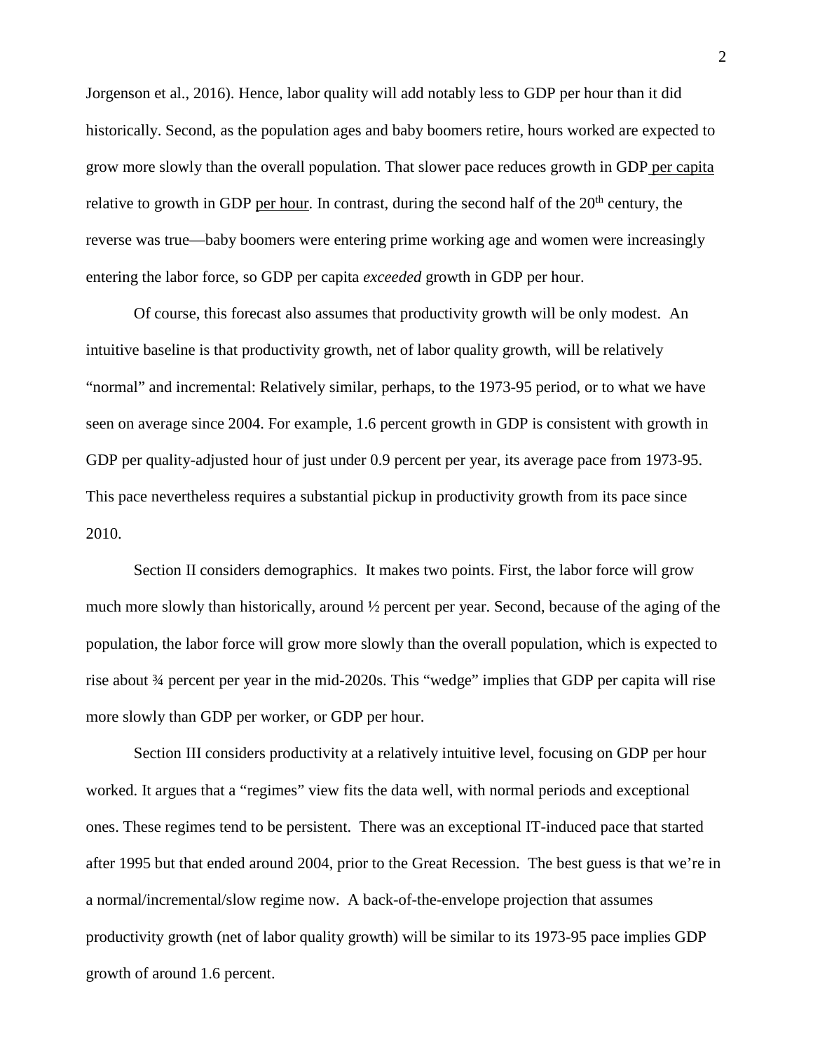Jorgenson et al., 2016). Hence, labor quality will add notably less to GDP per hour than it did historically. Second, as the population ages and baby boomers retire, hours worked are expected to grow more slowly than the overall population. That slower pace reduces growth in GDP per capita relative to growth in GDP per hour. In contrast, during the second half of the 20th century, the reverse was true—baby boomers were entering prime working age and women were increasingly entering the labor force, so GDP per capita *exceeded* growth in GDP per hour.

Of course, this forecast also assumes that productivity growth will be only modest. An intuitive baseline is that productivity growth, net of labor quality growth, will be relatively "normal" and incremental: Relatively similar, perhaps, to the 1973-95 period, or to what we have seen on average since 2004. For example, 1.6 percent growth in GDP is consistent with growth in GDP per quality-adjusted hour of just under 0.9 percent per year, its average pace from 1973-95. This pace nevertheless requires a substantial pickup in productivity growth from its pace since 2010.

Section II considers demographics. It makes two points. First, the labor force will grow much more slowly than historically, around ½ percent per year. Second, because of the aging of the population, the labor force will grow more slowly than the overall population, which is expected to rise about ¾ percent per year in the mid-2020s. This "wedge" implies that GDP per capita will rise more slowly than GDP per worker, or GDP per hour.

Section III considers productivity at a relatively intuitive level, focusing on GDP per hour worked. It argues that a "regimes" view fits the data well, with normal periods and exceptional ones. These regimes tend to be persistent. There was an exceptional IT-induced pace that started after 1995 but that ended around 2004, prior to the Great Recession. The best guess is that we're in a normal/incremental/slow regime now. A back-of-the-envelope projection that assumes productivity growth (net of labor quality growth) will be similar to its 1973-95 pace implies GDP growth of around 1.6 percent.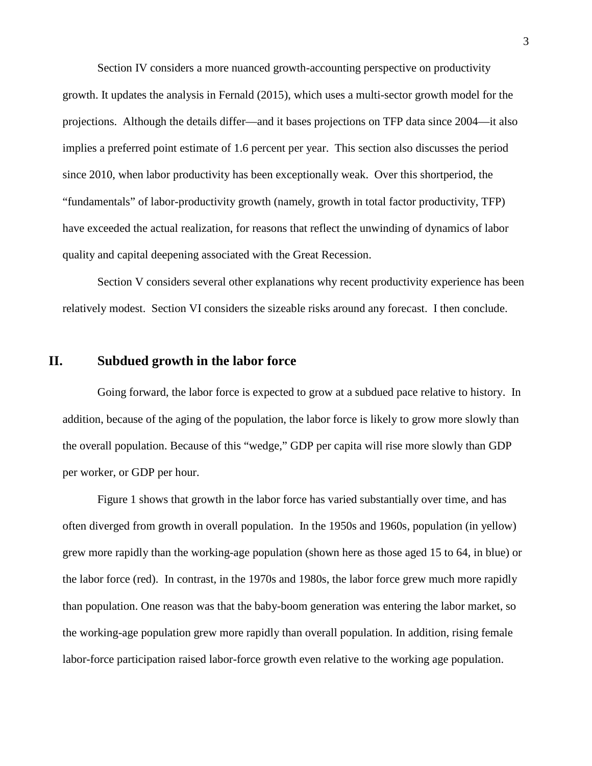Section IV considers a more nuanced growth-accounting perspective on productivity growth. It updates the analysis in Fernald (2015), which uses a multi-sector growth model for the projections. Although the details differ—and it bases projections on TFP data since 2004—it also implies a preferred point estimate of 1.6 percent per year. This section also discusses the period since 2010, when labor productivity has been exceptionally weak. Over this shortperiod, the "fundamentals" of labor-productivity growth (namely, growth in total factor productivity, TFP) have exceeded the actual realization, for reasons that reflect the unwinding of dynamics of labor quality and capital deepening associated with the Great Recession.

Section V considers several other explanations why recent productivity experience has been relatively modest. Section VI considers the sizeable risks around any forecast. I then conclude.

## II. Subdued growth in the labor force

Going forward, the labor force is expected to grow at a subdued pace relative to history. In addition, because of the aging of the population, the labor force is likely to grow more slowly than the overall population. Because of this "wedge," GDP per capita will rise more slowly than GDP per worker, or GDP per hour.

Figure 1 shows that growth in the labor force has varied substantially over time, and has often diverged from growth in overall population. In the 1950s and 1960s, population (in yellow) grew more rapidly than the working-age population (shown here as those aged 15 to 64, in blue) or the labor force (red). In contrast, in the 1970s and 1980s, the labor force grew much more rapidly than population. One reason was that the baby-boom generation was entering the labor market, so the working-age population grew more rapidly than overall population. In addition, rising female labor-force participation raised labor-force growth even relative to the working age population.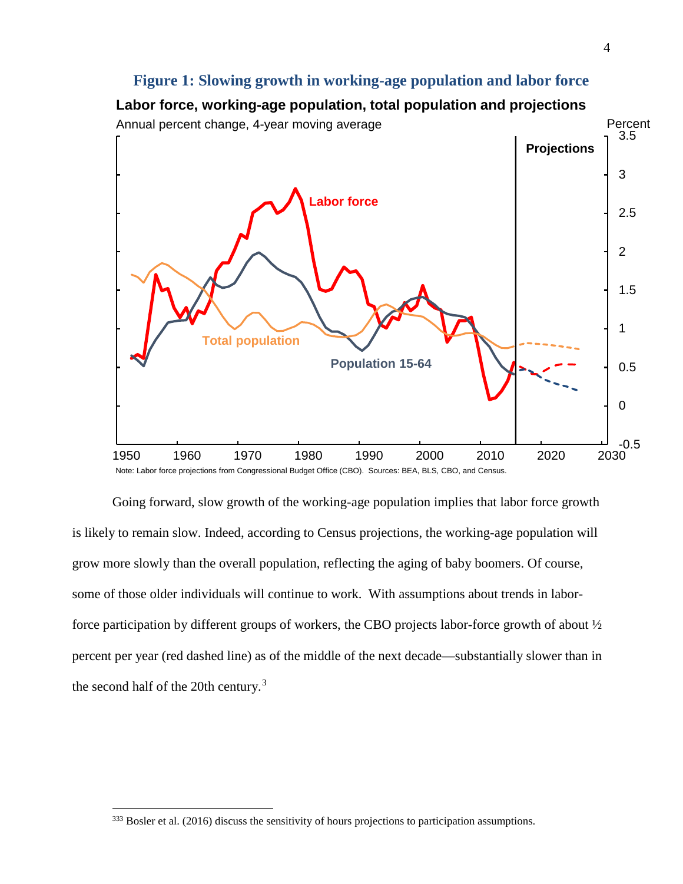**Figure 1: Slowing growth in working-age population and labor force**

**Labor force, working-age population, total population and projections**

Annual percent change, 4-year moving average

Note: Labor force projections from Congressional Budget Office (CBO). Sources: BEA, BLS, CBO, and Census.

Going forward, slow growth of the working-age population implies that labor force growth is likely to remain slow. Indeed, according to Census projections, the working-age population will grow more slowly than the overall population, reflecting the aging of baby boomers. Of course, some of those older individuals will continue to work. With assumptions about trends in labor-force participation by different groups of workers, the CBO projects labor-force growth of about ½ percent per year (red dashed line) as of the middle of the next decade—substantially slower than in the second half of the 20th century.[3]

---

[3] Bosler et al. (2016) discuss the sensitivity of hours projections to participation assumptions.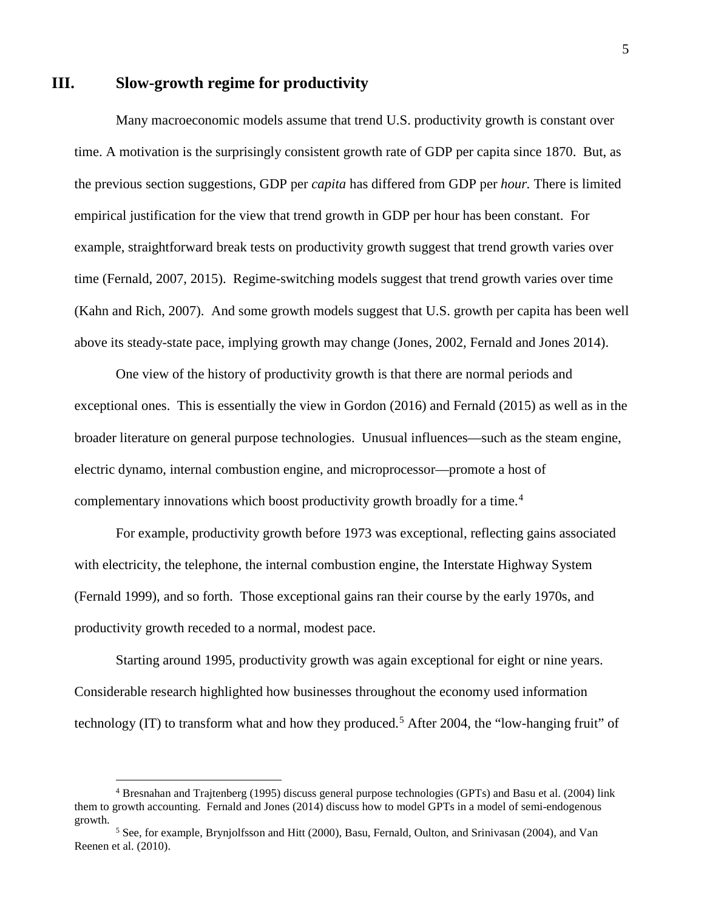## III. Slow-growth regime for productivity

Many macroeconomic models assume that trend U.S. productivity growth is constant over time. A motivation is the surprisingly consistent growth rate of GDP per capita since 1870. But, as the previous section suggestions, GDP per *capita* has differed from GDP per *hour.* There is limited empirical justification for the view that trend growth in GDP per hour has been constant. For example, straightforward break tests on productivity growth suggest that trend growth varies over time (Fernald, 2007, 2015). Regime-switching models suggest that trend growth varies over time (Kahn and Rich, 2007). And some growth models suggest that U.S. growth per capita has been well above its steady-state pace, implying growth may change (Jones, 2002, Fernald and Jones 2014).

One view of the history of productivity growth is that there are normal periods and exceptional ones. This is essentially the view in Gordon (2016) and Fernald (2015) as well as in the broader literature on general purpose technologies. Unusual influences—such as the steam engine, electric dynamo, internal combustion engine, and microprocessor—promote a host of complementary innovations which boost productivity growth broadly for a time.[4]

For example, productivity growth before 1973 was exceptional, reflecting gains associated with electricity, the telephone, the internal combustion engine, the Interstate Highway System (Fernald 1999), and so forth. Those exceptional gains ran their course by the early 1970s, and productivity growth receded to a normal, modest pace.

Starting around 1995, productivity growth was again exceptional for eight or nine years. Considerable research highlighted how businesses throughout the economy used information technology (IT) to transform what and how they produced.[5] After 2004, the "low-hanging fruit" of

---

[4] Bresnahan and Trajtenberg (1995) discuss general purpose technologies (GPTs) and Basu et al. (2004) link them to growth accounting. Fernald and Jones (2014) discuss how to model GPTs in a model of semi-endogenous growth.

[5] See, for example, Brynjolfsson and Hitt (2000), Basu, Fernald, Oulton, and Srinivasan (2004), and Van Reenen et al. (2010).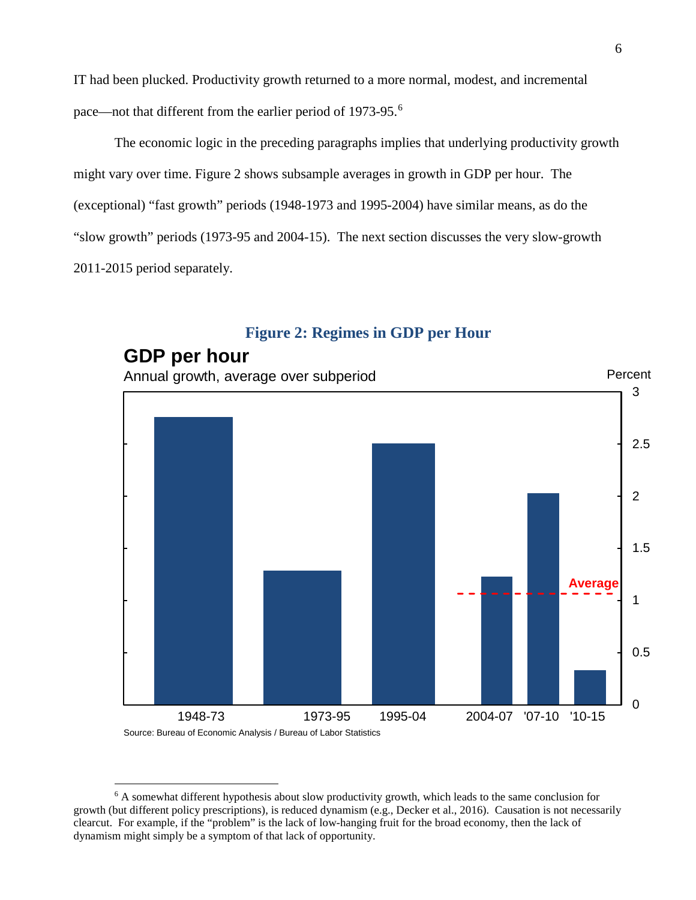IT had been plucked. Productivity growth returned to a more normal, modest, and incremental pace—not that different from the earlier period of 1973-95.[6]

The economic logic in the preceding paragraphs implies that underlying productivity growth might vary over time. Figure 2 shows subsample averages in growth in GDP per hour. The (exceptional) "fast growth" periods (1948-1973 and 1995-2004) have similar means, as do the "slow growth" periods (1973-95 and 2004-15). The next section discusses the very slow-growth 2011-2015 period separately.

**Figure 2: Regimes in GDP per Hour**

[6] A somewhat different hypothesis about slow productivity growth, which leads to the same conclusion for growth (but different policy prescriptions), is reduced dynamism (e.g., Decker et al., 2016). Causation is not necessarily clearcut. For example, if the "problem" is the lack of low-hanging fruit for the broad economy, then the lack of dynamism might simply be a symptom of that lack of opportunity.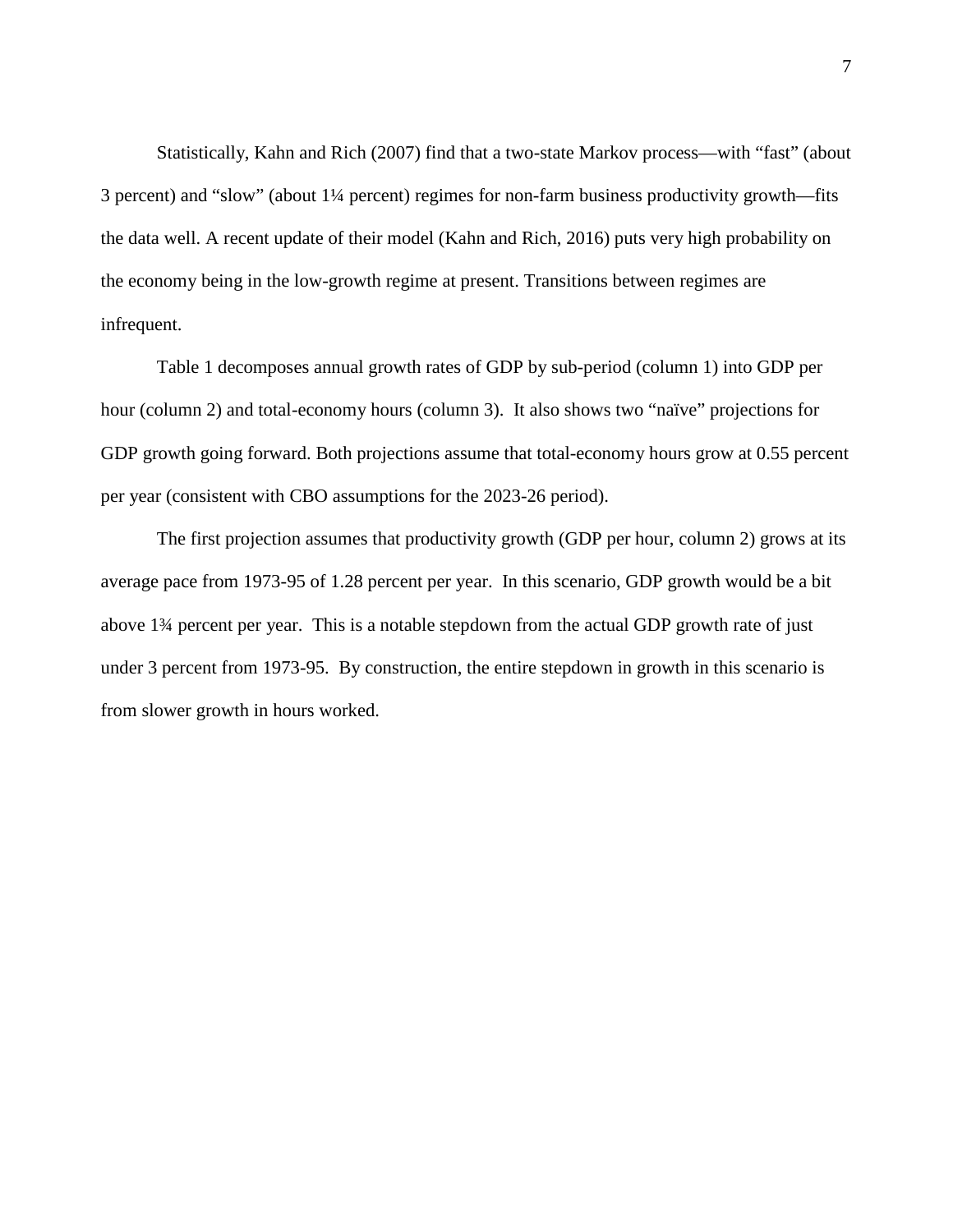Statistically, Kahn and Rich (2007) find that a two-state Markov process—with "fast" (about 3 percent) and "slow" (about 1¼ percent) regimes for non-farm business productivity growth—fits the data well. A recent update of their model (Kahn and Rich, 2016) puts very high probability on the economy being in the low-growth regime at present. Transitions between regimes are infrequent.

Table 1 decomposes annual growth rates of GDP by sub-period (column 1) into GDP per hour (column 2) and total-economy hours (column 3). It also shows two "naïve" projections for GDP growth going forward. Both projections assume that total-economy hours grow at 0.55 percent per year (consistent with CBO assumptions for the 2023-26 period).

The first projection assumes that productivity growth (GDP per hour, column 2) grows at its average pace from 1973-95 of 1.28 percent per year. In this scenario, GDP growth would be a bit above 1¾ percent per year. This is a notable stepdown from the actual GDP growth rate of just under 3 percent from 1973-95. By construction, the entire stepdown in growth in this scenario is from slower growth in hours worked.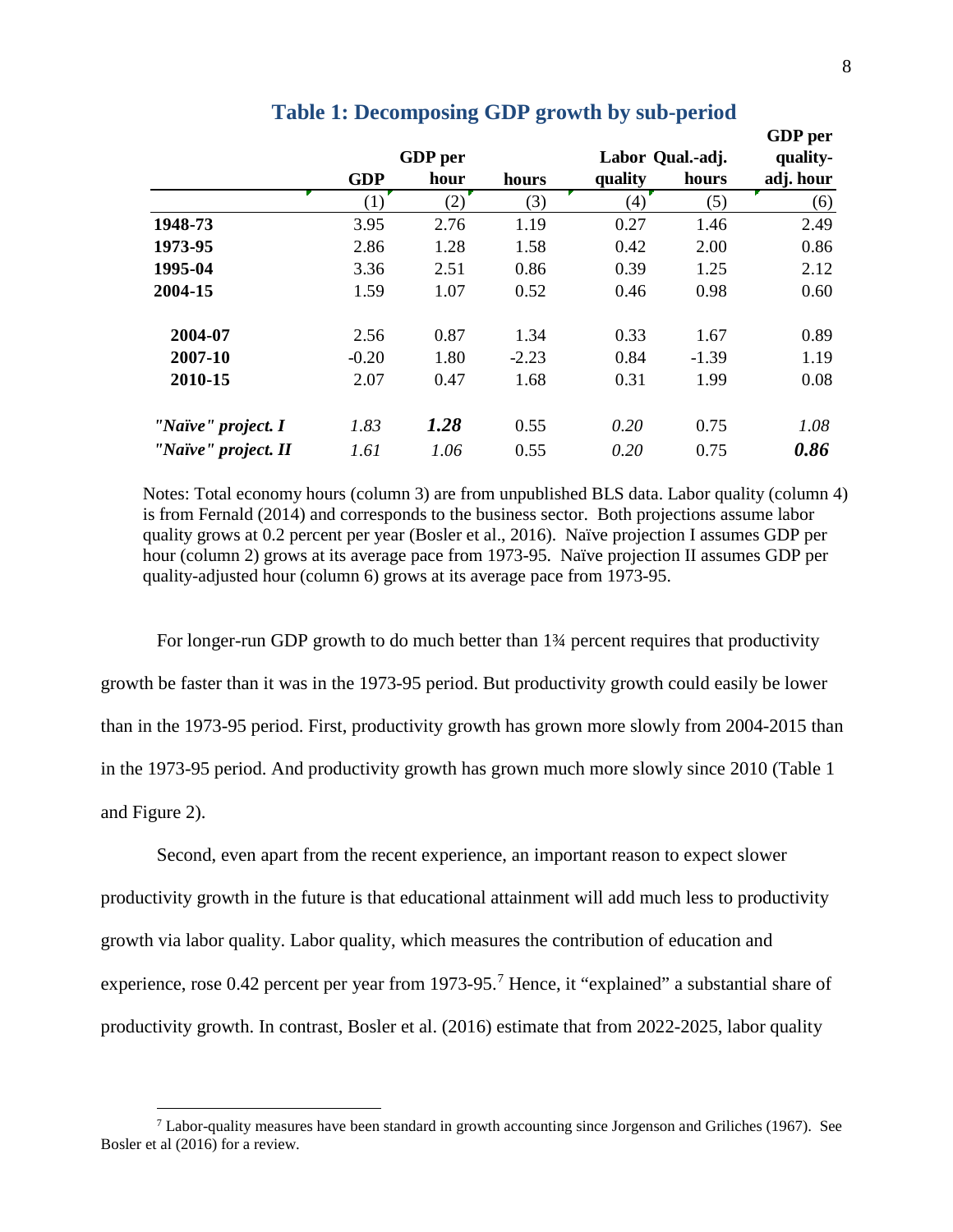## Table 1: Decomposing GDP growth by sub-period

| | GDP | GDP per hour | hours | Labor quality | Qual.-adj. hours | GDP per quality-adj. hour |
|---|---|---|---|---|---|---|
| | (1) | (2) | (3) | (4) | (5) | (6) |
| **1948-73** | 3.95 | 2.76 | 1.19 | 0.27 | 1.46 | 2.49 |
| **1973-95** | 2.86 | 1.28 | 1.58 | 0.42 | 2.00 | 0.86 |
| **1995-04** | 3.36 | 2.51 | 0.86 | 0.39 | 1.25 | 2.12 |
| **2004-15** | 1.59 | 1.07 | 0.52 | 0.46 | 0.98 | 0.60 |
| | | | | | | |
| **2004-07** | 2.56 | 0.87 | 1.34 | 0.33 | 1.67 | 0.89 |
| **2007-10** | -0.20 | 1.80 | -2.23 | 0.84 | -1.39 | 1.19 |
| **2010-15** | 2.07 | 0.47 | 1.68 | 0.31 | 1.99 | 0.08 |
| | | | | | | |
| ***"Naïve" project. I*** | *1.83* | ***1.28*** | 0.55 | *0.20* | 0.75 | *1.08* |
| ***"Naïve" project. II*** | *1.61* | *1.06* | 0.55 | *0.20* | 0.75 | ***0.86*** |

Notes: Total economy hours (column 3) are from unpublished BLS data. Labor quality (column 4) is from Fernald (2014) and corresponds to the business sector. Both projections assume labor quality grows at 0.2 percent per year (Bosler et al., 2016). Naïve projection I assumes GDP per hour (column 2) grows at its average pace from 1973-95. Naïve projection II assumes GDP per quality-adjusted hour (column 6) grows at its average pace from 1973-95.

For longer-run GDP growth to do much better than 1¾ percent requires that productivity growth be faster than it was in the 1973-95 period. But productivity growth could easily be lower than in the 1973-95 period. First, productivity growth has grown more slowly from 2004-2015 than in the 1973-95 period. And productivity growth has grown much more slowly since 2010 (Table 1 and Figure 2).

Second, even apart from the recent experience, an important reason to expect slower productivity growth in the future is that educational attainment will add much less to productivity growth via labor quality. Labor quality, which measures the contribution of education and experience, rose 0.42 percent per year from 1973-95.[7] Hence, it "explained" a substantial share of productivity growth. In contrast, Bosler et al. (2016) estimate that from 2022-2025, labor quality

[7] Labor-quality measures have been standard in growth accounting since Jorgenson and Griliches (1967). See Bosler et al (2016) for a review.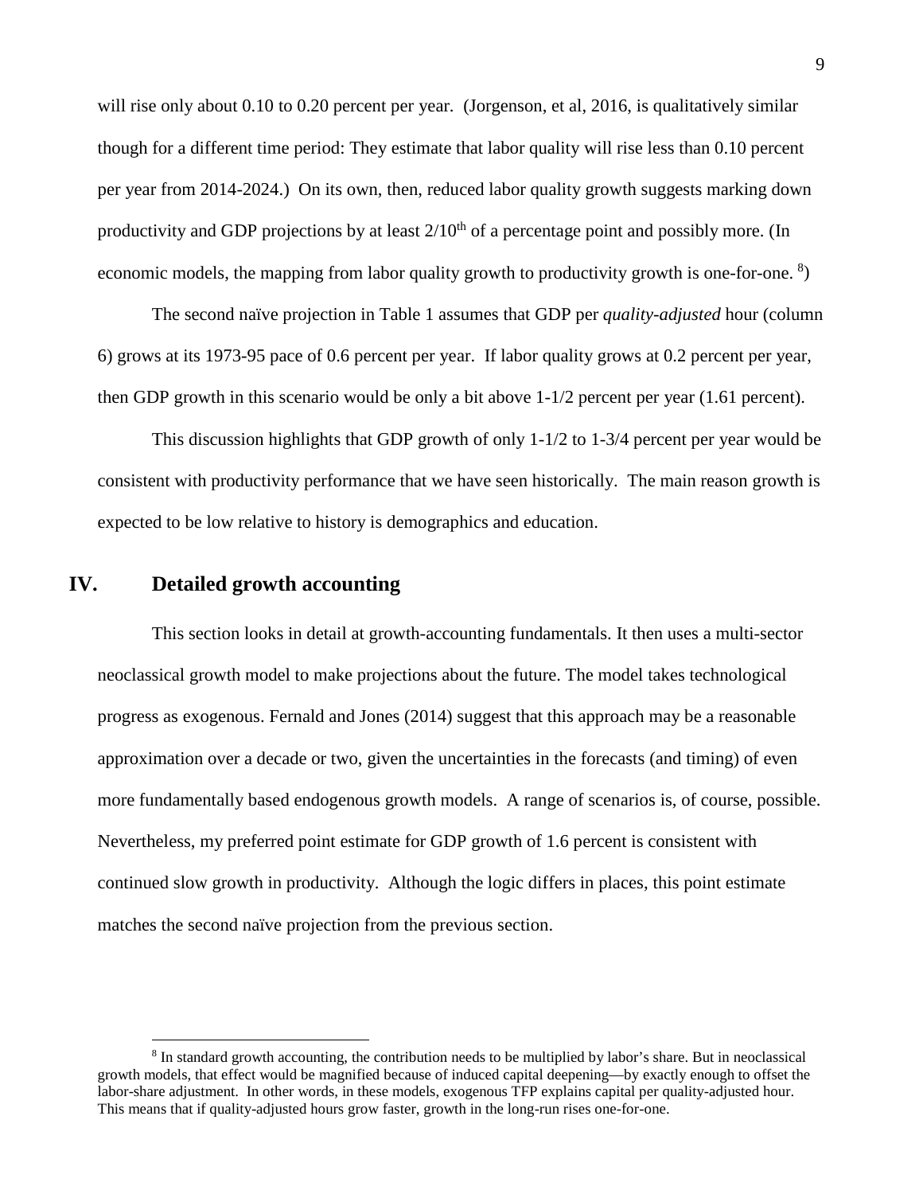will rise only about 0.10 to 0.20 percent per year. (Jorgenson, et al, 2016, is qualitatively similar though for a different time period: They estimate that labor quality will rise less than 0.10 percent per year from 2014-2024.) On its own, then, reduced labor quality growth suggests marking down productivity and GDP projections by at least $2/10^{th}$ of a percentage point and possibly more. (In economic models, the mapping from labor quality growth to productivity growth is one-for-one. [8])

The second naïve projection in Table 1 assumes that GDP per *quality-adjusted* hour (column 6) grows at its 1973-95 pace of 0.6 percent per year. If labor quality grows at 0.2 percent per year, then GDP growth in this scenario would be only a bit above 1-1/2 percent per year (1.61 percent).

This discussion highlights that GDP growth of only 1-1/2 to 1-3/4 percent per year would be consistent with productivity performance that we have seen historically. The main reason growth is expected to be low relative to history is demographics and education.

## IV. Detailed growth accounting

This section looks in detail at growth-accounting fundamentals. It then uses a multi-sector neoclassical growth model to make projections about the future. The model takes technological progress as exogenous. Fernald and Jones (2014) suggest that this approach may be a reasonable approximation over a decade or two, given the uncertainties in the forecasts (and timing) of even more fundamentally based endogenous growth models. A range of scenarios is, of course, possible. Nevertheless, my preferred point estimate for GDP growth of 1.6 percent is consistent with continued slow growth in productivity. Although the logic differs in places, this point estimate matches the second naïve projection from the previous section.

[8] In standard growth accounting, the contribution needs to be multiplied by labor's share. But in neoclassical growth models, that effect would be magnified because of induced capital deepening—by exactly enough to offset the labor-share adjustment. In other words, in these models, exogenous TFP explains capital per quality-adjusted hour. This means that if quality-adjusted hours grow faster, growth in the long-run rises one-for-one.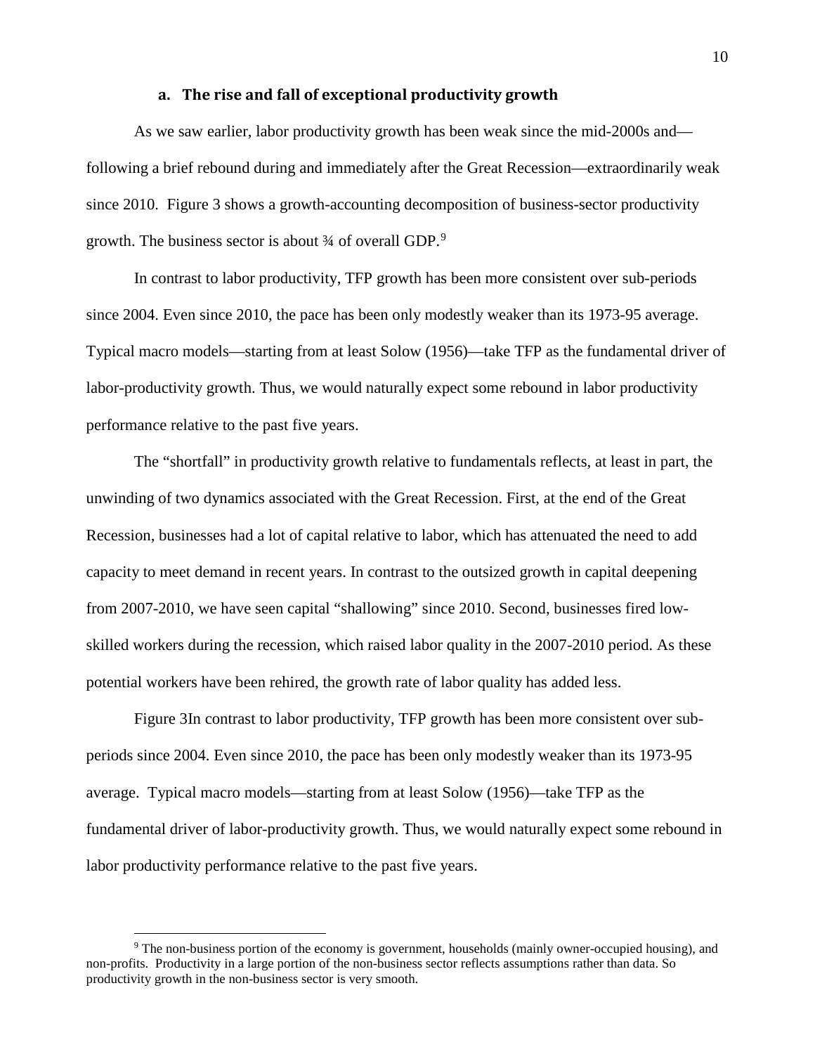### a. The rise and fall of exceptional productivity growth

As we saw earlier, labor productivity growth has been weak since the mid-2000s and—following a brief rebound during and immediately after the Great Recession—extraordinarily weak since 2010. Figure 3 shows a growth-accounting decomposition of business-sector productivity growth. The business sector is about ¾ of overall GDP.[9]

In contrast to labor productivity, TFP growth has been more consistent over sub-periods since 2004. Even since 2010, the pace has been only modestly weaker than its 1973-95 average. Typical macro models—starting from at least Solow (1956)—take TFP as the fundamental driver of labor-productivity growth. Thus, we would naturally expect some rebound in labor productivity performance relative to the past five years.

The "shortfall" in productivity growth relative to fundamentals reflects, at least in part, the unwinding of two dynamics associated with the Great Recession. First, at the end of the Great Recession, businesses had a lot of capital relative to labor, which has attenuated the need to add capacity to meet demand in recent years. In contrast to the outsized growth in capital deepening from 2007-2010, we have seen capital "shallowing" since 2010. Second, businesses fired low-skilled workers during the recession, which raised labor quality in the 2007-2010 period. As these potential workers have been rehired, the growth rate of labor quality has added less.

Figure 3In contrast to labor productivity, TFP growth has been more consistent over sub-periods since 2004. Even since 2010, the pace has been only modestly weaker than its 1973-95 average. Typical macro models—starting from at least Solow (1956)—take TFP as the fundamental driver of labor-productivity growth. Thus, we would naturally expect some rebound in labor productivity performance relative to the past five years.

[9] The non-business portion of the economy is government, households (mainly owner-occupied housing), and non-profits. Productivity in a large portion of the non-business sector reflects assumptions rather than data. So productivity growth in the non-business sector is very smooth.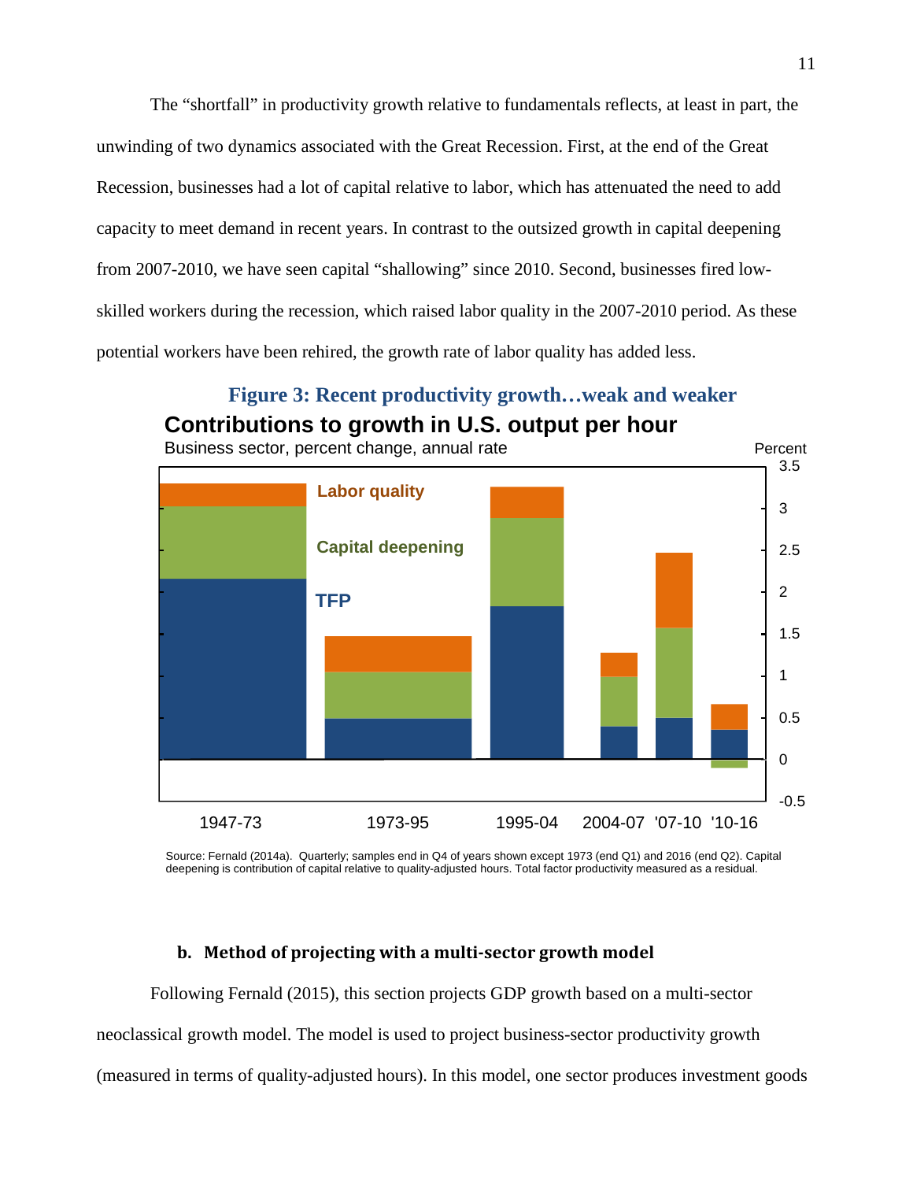The "shortfall" in productivity growth relative to fundamentals reflects, at least in part, the unwinding of two dynamics associated with the Great Recession. First, at the end of the Great Recession, businesses had a lot of capital relative to labor, which has attenuated the need to add capacity to meet demand in recent years. In contrast to the outsized growth in capital deepening from 2007-2010, we have seen capital "shallowing" since 2010. Second, businesses fired low-skilled workers during the recession, which raised labor quality in the 2007-2010 period. As these potential workers have been rehired, the growth rate of labor quality has added less.

**Figure 3: Recent productivity growth…weak and weaker**

**Contributions to growth in U.S. output per hour**

Business sector, percent change, annual rate

Source: Fernald (2014a). Quarterly; samples end in Q4 of years shown except 1973 (end Q1) and 2016 (end Q2). Capital deepening is contribution of capital relative to quality-adjusted hours. Total factor productivity measured as a residual.

#### b. Method of projecting with a multi-sector growth model

Following Fernald (2015), this section projects GDP growth based on a multi-sector neoclassical growth model. The model is used to project business-sector productivity growth (measured in terms of quality-adjusted hours). In this model, one sector produces investment goods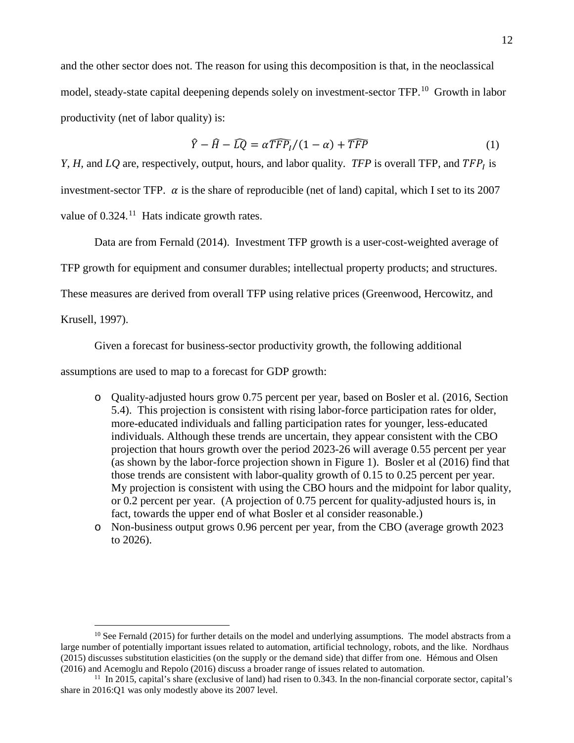and the other sector does not. The reason for using this decomposition is that, in the neoclassical model, steady-state capital deepening depends solely on investment-sector TFP.[10] Growth in labor productivity (net of labor quality) is:

$$\hat{Y} - \hat{H} - \widehat{LQ} = \alpha \widehat{TFP_I}/(1-\alpha) + \widehat{TFP} \tag{1}$$

*Y*, *H*, and *LQ* are, respectively, output, hours, and labor quality. *TFP* is overall TFP, and $TFP_I$ is investment-sector TFP. $\alpha$ is the share of reproducible (net of land) capital, which I set to its 2007 value of 0.324.[11] Hats indicate growth rates.

Data are from Fernald (2014). Investment TFP growth is a user-cost-weighted average of TFP growth for equipment and consumer durables; intellectual property products; and structures. These measures are derived from overall TFP using relative prices (Greenwood, Hercowitz, and Krusell, 1997).

Given a forecast for business-sector productivity growth, the following additional assumptions are used to map to a forecast for GDP growth:

- Quality-adjusted hours grow 0.75 percent per year, based on Bosler et al. (2016, Section 5.4). This projection is consistent with rising labor-force participation rates for older, more-educated individuals and falling participation rates for younger, less-educated individuals. Although these trends are uncertain, they appear consistent with the CBO projection that hours growth over the period 2023-26 will average 0.55 percent per year (as shown by the labor-force projection shown in Figure 1). Bosler et al (2016) find that those trends are consistent with labor-quality growth of 0.15 to 0.25 percent per year. My projection is consistent with using the CBO hours and the midpoint for labor quality, or 0.2 percent per year. (A projection of 0.75 percent for quality-adjusted hours is, in fact, towards the upper end of what Bosler et al consider reasonable.)
- Non-business output grows 0.96 percent per year, from the CBO (average growth 2023 to 2026).

---

[10] See Fernald (2015) for further details on the model and underlying assumptions. The model abstracts from a large number of potentially important issues related to automation, artificial technology, robots, and the like. Nordhaus (2015) discusses substitution elasticities (on the supply or the demand side) that differ from one. Hémous and Olsen (2016) and Acemoglu and Repolo (2016) discuss a broader range of issues related to automation.

[11] In 2015, capital's share (exclusive of land) had risen to 0.343. In the non-financial corporate sector, capital's share in 2016:Q1 was only modestly above its 2007 level.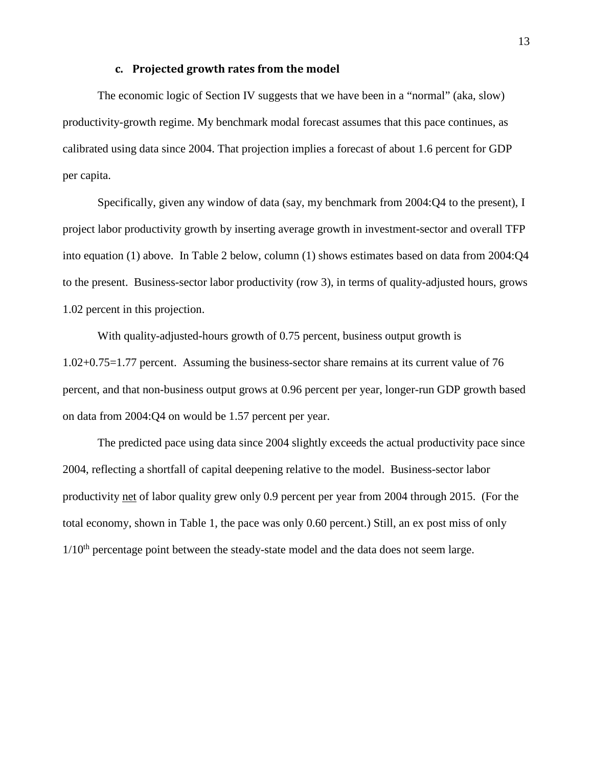### c. Projected growth rates from the model

The economic logic of Section IV suggests that we have been in a "normal" (aka, slow) productivity-growth regime. My benchmark modal forecast assumes that this pace continues, as calibrated using data since 2004. That projection implies a forecast of about 1.6 percent for GDP per capita.

Specifically, given any window of data (say, my benchmark from 2004:Q4 to the present), I project labor productivity growth by inserting average growth in investment-sector and overall TFP into equation (1) above. In Table 2 below, column (1) shows estimates based on data from 2004:Q4 to the present. Business-sector labor productivity (row 3), in terms of quality-adjusted hours, grows 1.02 percent in this projection.

With quality-adjusted-hours growth of 0.75 percent, business output growth is 1.02+0.75=1.77 percent. Assuming the business-sector share remains at its current value of 76 percent, and that non-business output grows at 0.96 percent per year, longer-run GDP growth based on data from 2004:Q4 on would be 1.57 percent per year.

The predicted pace using data since 2004 slightly exceeds the actual productivity pace since 2004, reflecting a shortfall of capital deepening relative to the model. Business-sector labor productivity <u>net</u> of labor quality grew only 0.9 percent per year from 2004 through 2015. (For the total economy, shown in Table 1, the pace was only 0.60 percent.) Still, an ex post miss of only 1/10th percentage point between the steady-state model and the data does not seem large.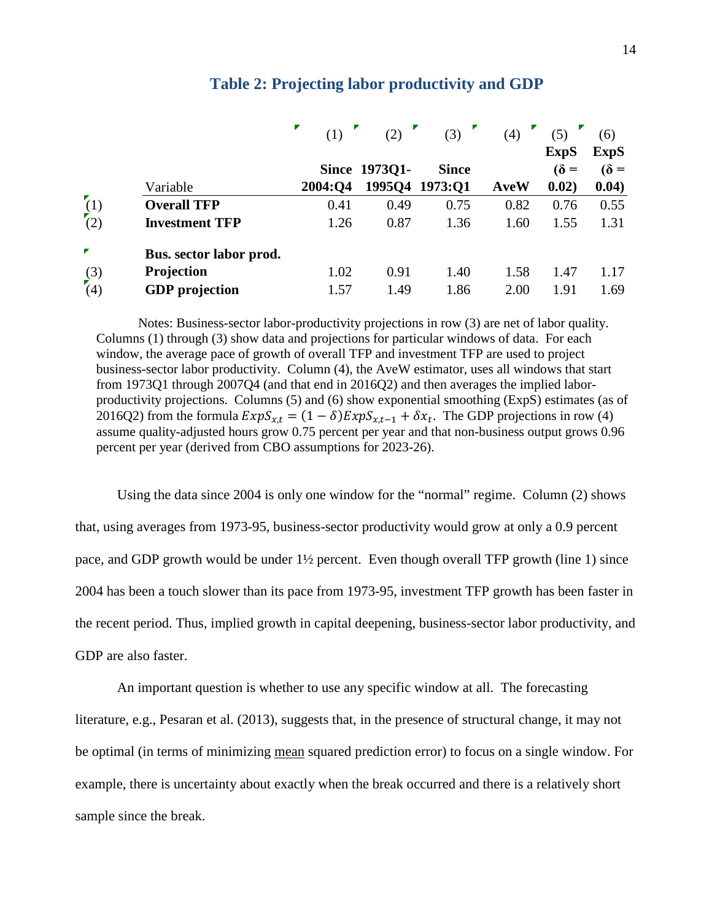## Table 2: Projecting labor productivity and GDP

| | Variable | (1) Since 2004:Q4 | (2) 1973Q1-1995Q4 | (3) Since 1973:Q1 | (4) AveW | (5) ExpS (δ = 0.02) | (6) ExpS (δ = 0.04) |
|---|---|---|---|---|---|---|---|
| (1) | **Overall TFP** | 0.41 | 0.49 | 0.75 | 0.82 | 0.76 | 0.55 |
| (2) | **Investment TFP** | 1.26 | 0.87 | 1.36 | 1.60 | 1.55 | 1.31 |
| | **Bus. sector labor prod.** | | | | | | |
| (3) | **Projection** | 1.02 | 0.91 | 1.40 | 1.58 | 1.47 | 1.17 |
| (4) | **GDP projection** | 1.57 | 1.49 | 1.86 | 2.00 | 1.91 | 1.69 |

Notes: Business-sector labor-productivity projections in row (3) are net of labor quality. Columns (1) through (3) show data and projections for particular windows of data. For each window, the average pace of growth of overall TFP and investment TFP are used to project business-sector labor productivity. Column (4), the AveW estimator, uses all windows that start from 1973Q1 through 2007Q4 (and that end in 2016Q2) and then averages the implied labor-productivity projections. Columns (5) and (6) show exponential smoothing (ExpS) estimates (as of 2016Q2) from the formula $ExpS_{x,t} = (1-\delta)ExpS_{x,t-1} + \delta x_t$. The GDP projections in row (4) assume quality-adjusted hours grow 0.75 percent per year and that non-business output grows 0.96 percent per year (derived from CBO assumptions for 2023-26).

Using the data since 2004 is only one window for the "normal" regime. Column (2) shows that, using averages from 1973-95, business-sector productivity would grow at only a 0.9 percent pace, and GDP growth would be under 1½ percent. Even though overall TFP growth (line 1) since 2004 has been a touch slower than its pace from 1973-95, investment TFP growth has been faster in the recent period. Thus, implied growth in capital deepening, business-sector labor productivity, and GDP are also faster.

An important question is whether to use any specific window at all. The forecasting literature, e.g., Pesaran et al. (2013), suggests that, in the presence of structural change, it may not be optimal (in terms of minimizing mean squared prediction error) to focus on a single window. For example, there is uncertainty about exactly when the break occurred and there is a relatively short sample since the break.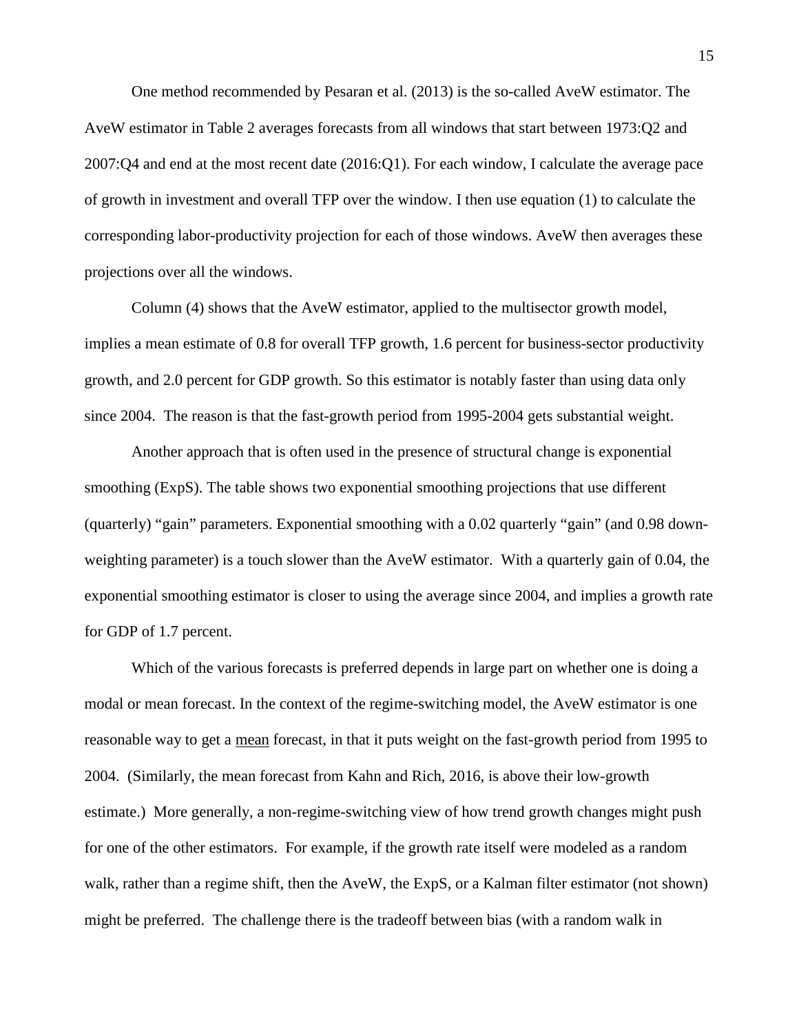One method recommended by Pesaran et al. (2013) is the so-called AveW estimator. The AveW estimator in Table 2 averages forecasts from all windows that start between 1973:Q2 and 2007:Q4 and end at the most recent date (2016:Q1). For each window, I calculate the average pace of growth in investment and overall TFP over the window. I then use equation (1) to calculate the corresponding labor-productivity projection for each of those windows. AveW then averages these projections over all the windows.

Column (4) shows that the AveW estimator, applied to the multisector growth model, implies a mean estimate of 0.8 for overall TFP growth, 1.6 percent for business-sector productivity growth, and 2.0 percent for GDP growth. So this estimator is notably faster than using data only since 2004. The reason is that the fast-growth period from 1995-2004 gets substantial weight.

Another approach that is often used in the presence of structural change is exponential smoothing (ExpS). The table shows two exponential smoothing projections that use different (quarterly) "gain" parameters. Exponential smoothing with a 0.02 quarterly "gain" (and 0.98 down-weighting parameter) is a touch slower than the AveW estimator. With a quarterly gain of 0.04, the exponential smoothing estimator is closer to using the average since 2004, and implies a growth rate for GDP of 1.7 percent.

Which of the various forecasts is preferred depends in large part on whether one is doing a modal or mean forecast. In the context of the regime-switching model, the AveW estimator is one reasonable way to get a <u>mean</u> forecast, in that it puts weight on the fast-growth period from 1995 to 2004. (Similarly, the mean forecast from Kahn and Rich, 2016, is above their low-growth estimate.) More generally, a non-regime-switching view of how trend growth changes might push for one of the other estimators. For example, if the growth rate itself were modeled as a random walk, rather than a regime shift, then the AveW, the ExpS, or a Kalman filter estimator (not shown) might be preferred. The challenge there is the tradeoff between bias (with a random walk in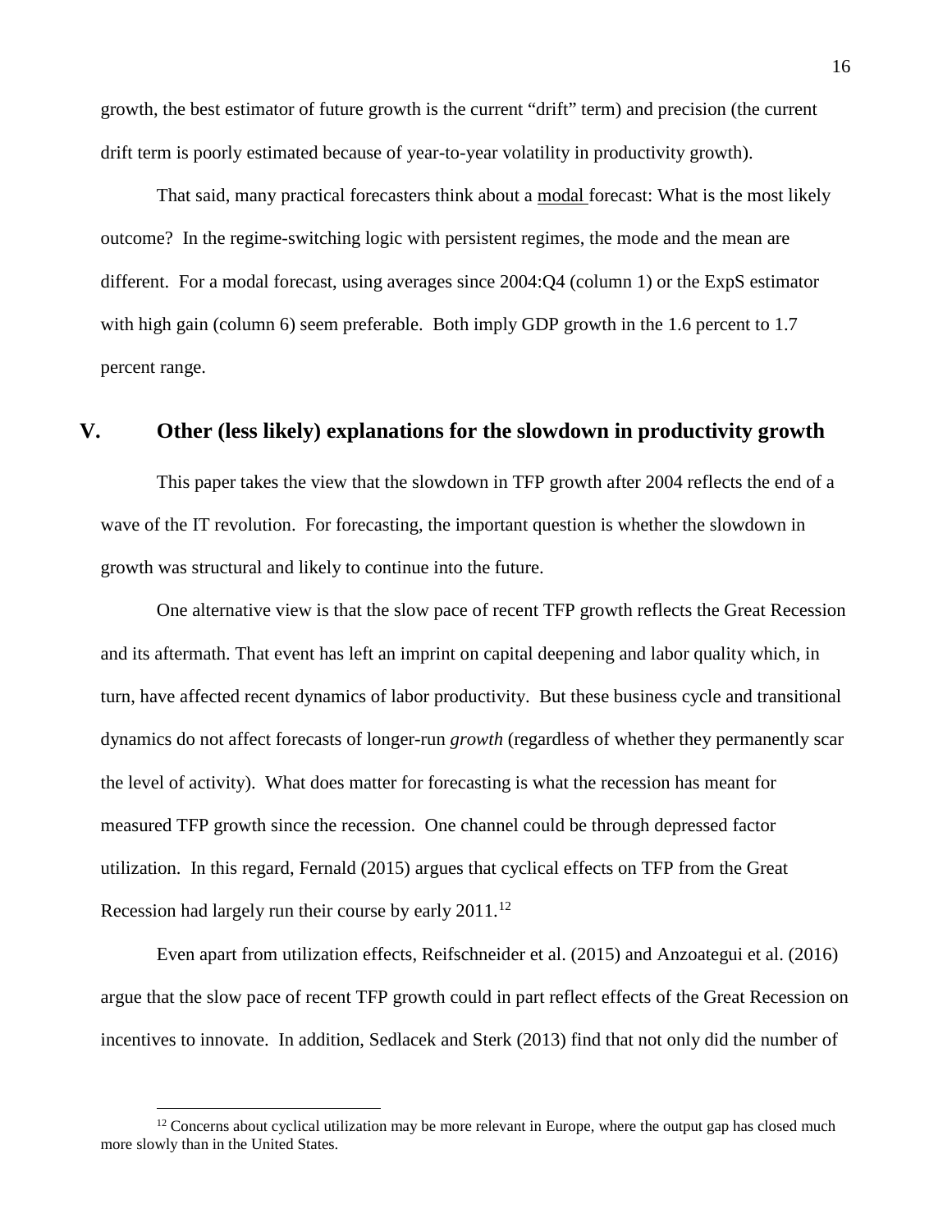growth, the best estimator of future growth is the current "drift" term) and precision (the current drift term is poorly estimated because of year-to-year volatility in productivity growth).

That said, many practical forecasters think about a modal forecast: What is the most likely outcome? In the regime-switching logic with persistent regimes, the mode and the mean are different. For a modal forecast, using averages since 2004:Q4 (column 1) or the ExpS estimator with high gain (column 6) seem preferable. Both imply GDP growth in the 1.6 percent to 1.7 percent range.

## V. Other (less likely) explanations for the slowdown in productivity growth

This paper takes the view that the slowdown in TFP growth after 2004 reflects the end of a wave of the IT revolution. For forecasting, the important question is whether the slowdown in growth was structural and likely to continue into the future.

One alternative view is that the slow pace of recent TFP growth reflects the Great Recession and its aftermath. That event has left an imprint on capital deepening and labor quality which, in turn, have affected recent dynamics of labor productivity. But these business cycle and transitional dynamics do not affect forecasts of longer-run *growth* (regardless of whether they permanently scar the level of activity). What does matter for forecasting is what the recession has meant for measured TFP growth since the recession. One channel could be through depressed factor utilization. In this regard, Fernald (2015) argues that cyclical effects on TFP from the Great Recession had largely run their course by early 2011.[12]

Even apart from utilization effects, Reifschneider et al. (2015) and Anzoategui et al. (2016) argue that the slow pace of recent TFP growth could in part reflect effects of the Great Recession on incentives to innovate. In addition, Sedlacek and Sterk (2013) find that not only did the number of

[12] Concerns about cyclical utilization may be more relevant in Europe, where the output gap has closed much more slowly than in the United States.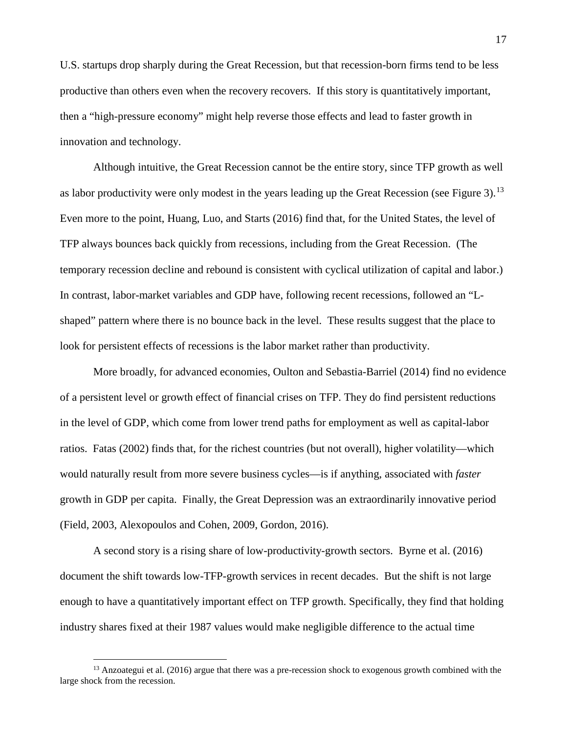U.S. startups drop sharply during the Great Recession, but that recession-born firms tend to be less productive than others even when the recovery recovers. If this story is quantitatively important, then a "high-pressure economy" might help reverse those effects and lead to faster growth in innovation and technology.

Although intuitive, the Great Recession cannot be the entire story, since TFP growth as well as labor productivity were only modest in the years leading up the Great Recession (see Figure 3).[13] Even more to the point, Huang, Luo, and Starts (2016) find that, for the United States, the level of TFP always bounces back quickly from recessions, including from the Great Recession. (The temporary recession decline and rebound is consistent with cyclical utilization of capital and labor.) In contrast, labor-market variables and GDP have, following recent recessions, followed an "L-shaped" pattern where there is no bounce back in the level. These results suggest that the place to look for persistent effects of recessions is the labor market rather than productivity.

More broadly, for advanced economies, Oulton and Sebastia-Barriel (2014) find no evidence of a persistent level or growth effect of financial crises on TFP. They do find persistent reductions in the level of GDP, which come from lower trend paths for employment as well as capital-labor ratios. Fatas (2002) finds that, for the richest countries (but not overall), higher volatility—which would naturally result from more severe business cycles—is if anything, associated with *faster* growth in GDP per capita. Finally, the Great Depression was an extraordinarily innovative period (Field, 2003, Alexopoulos and Cohen, 2009, Gordon, 2016).

A second story is a rising share of low-productivity-growth sectors. Byrne et al. (2016) document the shift towards low-TFP-growth services in recent decades. But the shift is not large enough to have a quantitatively important effect on TFP growth. Specifically, they find that holding industry shares fixed at their 1987 values would make negligible difference to the actual time

[13] Anzoategui et al. (2016) argue that there was a pre-recession shock to exogenous growth combined with the large shock from the recession.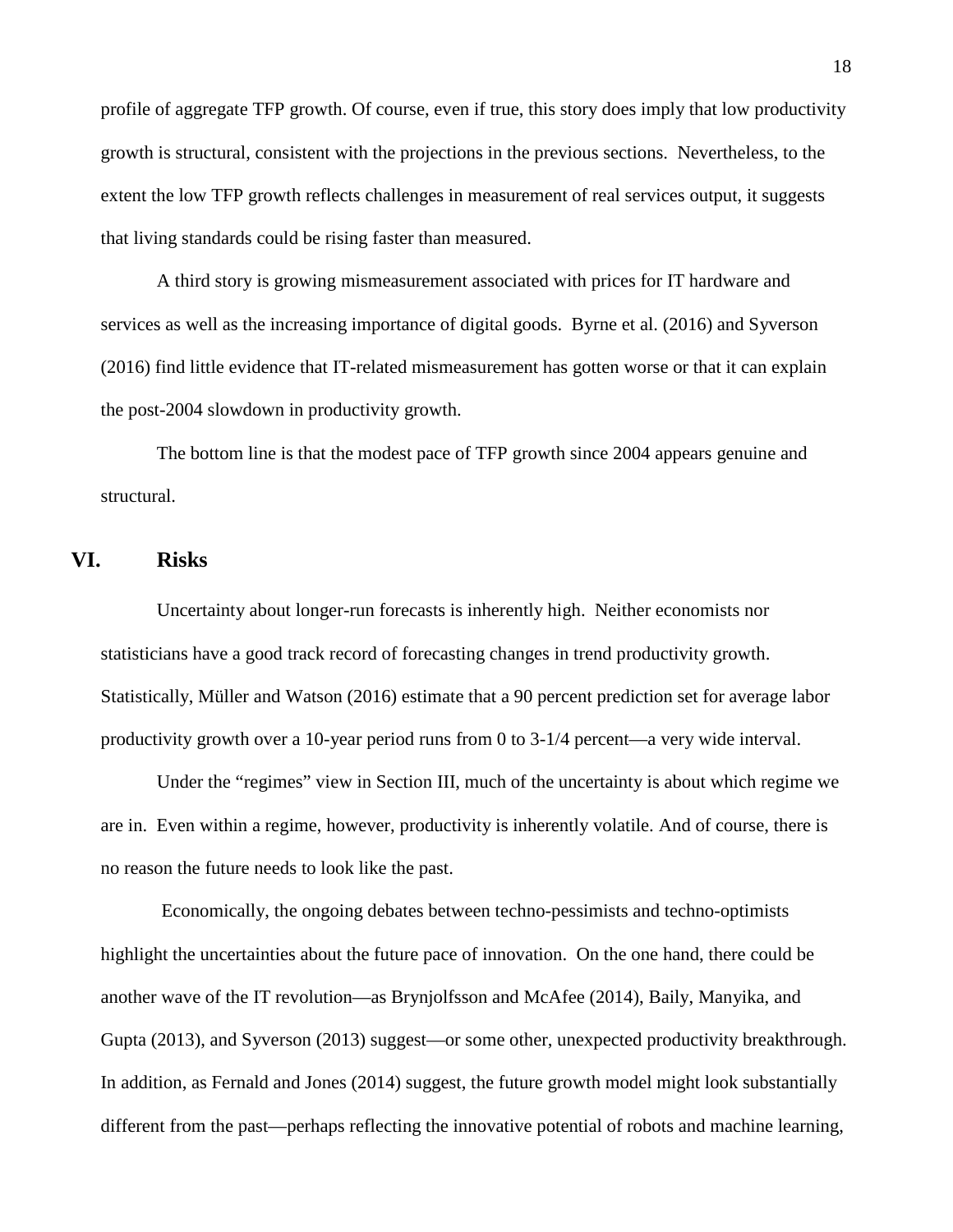profile of aggregate TFP growth. Of course, even if true, this story does imply that low productivity growth is structural, consistent with the projections in the previous sections. Nevertheless, to the extent the low TFP growth reflects challenges in measurement of real services output, it suggests that living standards could be rising faster than measured.

A third story is growing mismeasurement associated with prices for IT hardware and services as well as the increasing importance of digital goods. Byrne et al. (2016) and Syverson (2016) find little evidence that IT-related mismeasurement has gotten worse or that it can explain the post-2004 slowdown in productivity growth.

The bottom line is that the modest pace of TFP growth since 2004 appears genuine and structural.

## VI. Risks

Uncertainty about longer-run forecasts is inherently high. Neither economists nor statisticians have a good track record of forecasting changes in trend productivity growth. Statistically, Müller and Watson (2016) estimate that a 90 percent prediction set for average labor productivity growth over a 10-year period runs from 0 to 3-1/4 percent—a very wide interval.

Under the "regimes" view in Section III, much of the uncertainty is about which regime we are in. Even within a regime, however, productivity is inherently volatile. And of course, there is no reason the future needs to look like the past.

Economically, the ongoing debates between techno-pessimists and techno-optimists highlight the uncertainties about the future pace of innovation. On the one hand, there could be another wave of the IT revolution—as Brynjolfsson and McAfee (2014), Baily, Manyika, and Gupta (2013), and Syverson (2013) suggest—or some other, unexpected productivity breakthrough. In addition, as Fernald and Jones (2014) suggest, the future growth model might look substantially different from the past—perhaps reflecting the innovative potential of robots and machine learning,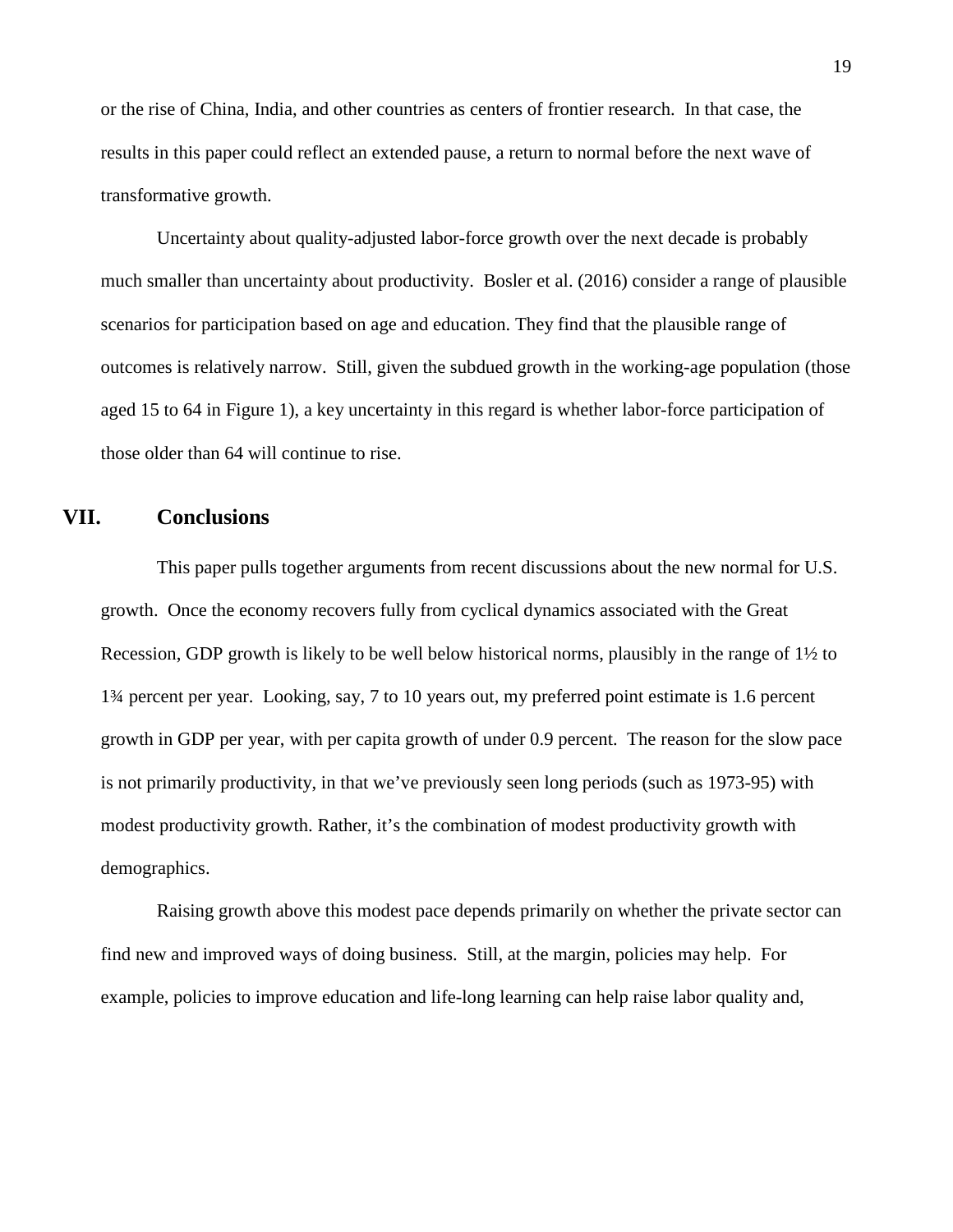or the rise of China, India, and other countries as centers of frontier research. In that case, the results in this paper could reflect an extended pause, a return to normal before the next wave of transformative growth.

Uncertainty about quality-adjusted labor-force growth over the next decade is probably much smaller than uncertainty about productivity. Bosler et al. (2016) consider a range of plausible scenarios for participation based on age and education. They find that the plausible range of outcomes is relatively narrow. Still, given the subdued growth in the working-age population (those aged 15 to 64 in Figure 1), a key uncertainty in this regard is whether labor-force participation of those older than 64 will continue to rise.

## VII. Conclusions

This paper pulls together arguments from recent discussions about the new normal for U.S. growth. Once the economy recovers fully from cyclical dynamics associated with the Great Recession, GDP growth is likely to be well below historical norms, plausibly in the range of 1½ to 1¾ percent per year. Looking, say, 7 to 10 years out, my preferred point estimate is 1.6 percent growth in GDP per year, with per capita growth of under 0.9 percent. The reason for the slow pace is not primarily productivity, in that we've previously seen long periods (such as 1973-95) with modest productivity growth. Rather, it's the combination of modest productivity growth with demographics.

Raising growth above this modest pace depends primarily on whether the private sector can find new and improved ways of doing business. Still, at the margin, policies may help. For example, policies to improve education and life-long learning can help raise labor quality and,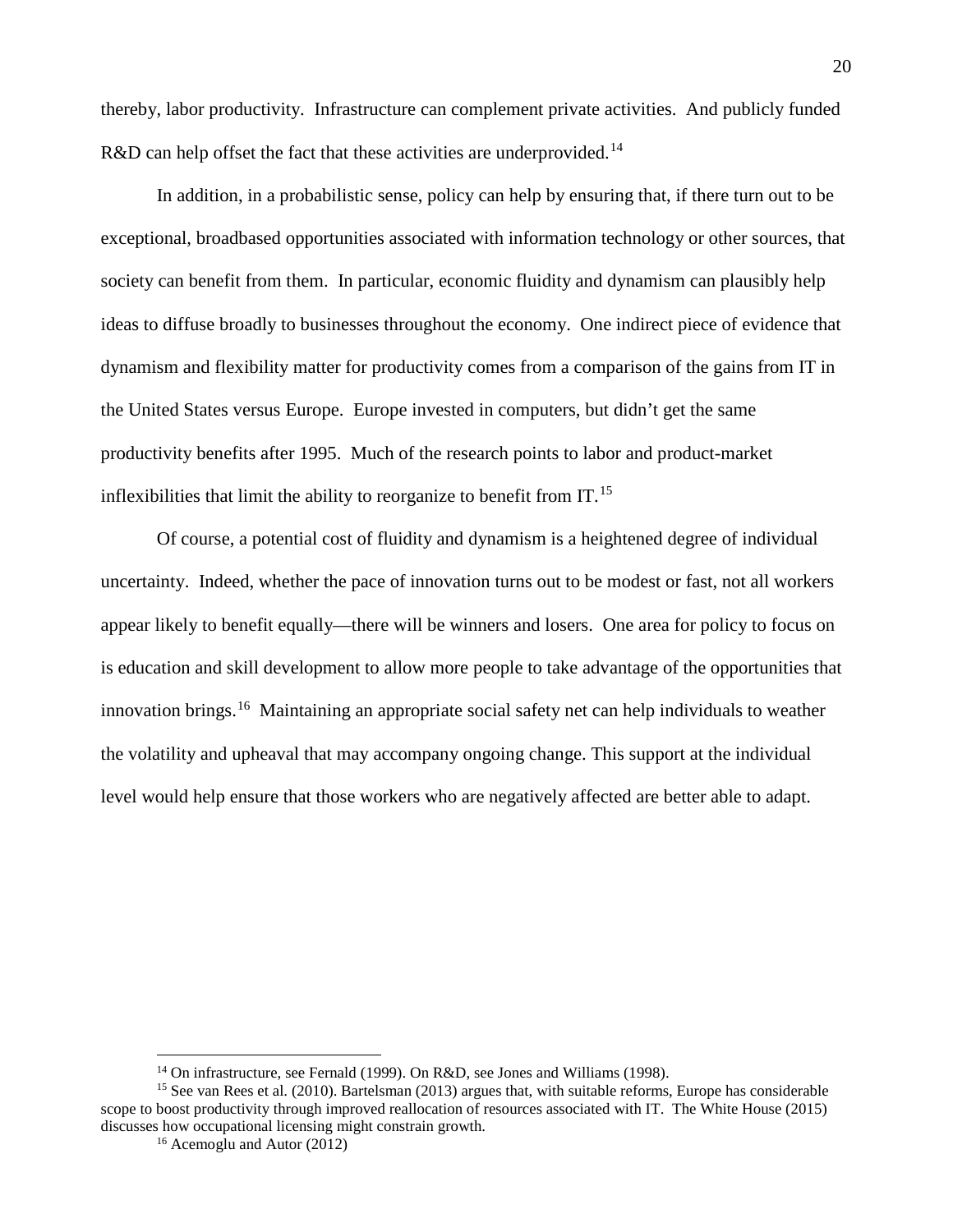thereby, labor productivity. Infrastructure can complement private activities. And publicly funded R&D can help offset the fact that these activities are underprovided.[14]

In addition, in a probabilistic sense, policy can help by ensuring that, if there turn out to be exceptional, broadbased opportunities associated with information technology or other sources, that society can benefit from them. In particular, economic fluidity and dynamism can plausibly help ideas to diffuse broadly to businesses throughout the economy. One indirect piece of evidence that dynamism and flexibility matter for productivity comes from a comparison of the gains from IT in the United States versus Europe. Europe invested in computers, but didn't get the same productivity benefits after 1995. Much of the research points to labor and product-market inflexibilities that limit the ability to reorganize to benefit from IT.[15]

Of course, a potential cost of fluidity and dynamism is a heightened degree of individual uncertainty. Indeed, whether the pace of innovation turns out to be modest or fast, not all workers appear likely to benefit equally—there will be winners and losers. One area for policy to focus on is education and skill development to allow more people to take advantage of the opportunities that innovation brings.[16] Maintaining an appropriate social safety net can help individuals to weather the volatility and upheaval that may accompany ongoing change. This support at the individual level would help ensure that those workers who are negatively affected are better able to adapt.

---

[14] On infrastructure, see Fernald (1999). On R&D, see Jones and Williams (1998).

[15] See van Rees et al. (2010). Bartelsman (2013) argues that, with suitable reforms, Europe has considerable scope to boost productivity through improved reallocation of resources associated with IT. The White House (2015) discusses how occupational licensing might constrain growth.

[16] Acemoglu and Autor (2012)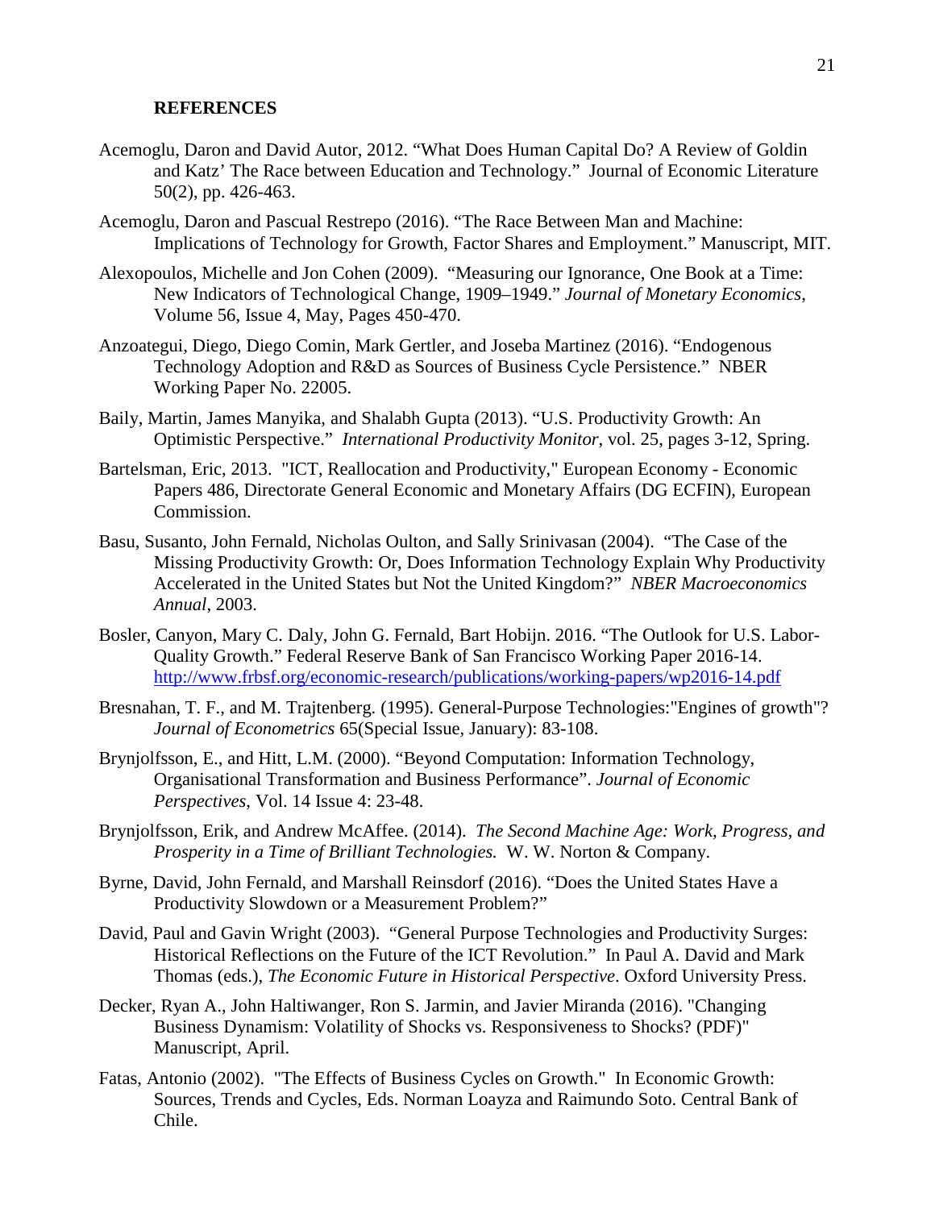**REFERENCES**

Acemoglu, Daron and David Autor, 2012. "What Does Human Capital Do? A Review of Goldin and Katz' The Race between Education and Technology." Journal of Economic Literature 50(2), pp. 426-463.

Acemoglu, Daron and Pascual Restrepo (2016). "The Race Between Man and Machine: Implications of Technology for Growth, Factor Shares and Employment." Manuscript, MIT.

Alexopoulos, Michelle and Jon Cohen (2009). "Measuring our Ignorance, One Book at a Time: New Indicators of Technological Change, 1909–1949." *Journal of Monetary Economics*, Volume 56, Issue 4, May, Pages 450-470.

Anzoategui, Diego, Diego Comin, Mark Gertler, and Joseba Martinez (2016). "Endogenous Technology Adoption and R&D as Sources of Business Cycle Persistence." NBER Working Paper No. 22005.

Baily, Martin, James Manyika, and Shalabh Gupta (2013). "U.S. Productivity Growth: An Optimistic Perspective." *International Productivity Monitor*, vol. 25, pages 3-12, Spring.

Bartelsman, Eric, 2013. "ICT, Reallocation and Productivity," European Economy - Economic Papers 486, Directorate General Economic and Monetary Affairs (DG ECFIN), European Commission.

Basu, Susanto, John Fernald, Nicholas Oulton, and Sally Srinivasan (2004). "The Case of the Missing Productivity Growth: Or, Does Information Technology Explain Why Productivity Accelerated in the United States but Not the United Kingdom?" *NBER Macroeconomics Annual*, 2003.

Bosler, Canyon, Mary C. Daly, John G. Fernald, Bart Hobijn. 2016. "The Outlook for U.S. Labor-Quality Growth." Federal Reserve Bank of San Francisco Working Paper 2016-14. http://www.frbsf.org/economic-research/publications/working-papers/wp2016-14.pdf

Bresnahan, T. F., and M. Trajtenberg. (1995). General-Purpose Technologies:"Engines of growth"? *Journal of Econometrics* 65(Special Issue, January): 83-108.

Brynjolfsson, E., and Hitt, L.M. (2000). "Beyond Computation: Information Technology, Organisational Transformation and Business Performance". *Journal of Economic Perspectives*, Vol. 14 Issue 4: 23-48.

Brynjolfsson, Erik, and Andrew McAffee. (2014). *The Second Machine Age: Work, Progress, and Prosperity in a Time of Brilliant Technologies.* W. W. Norton & Company.

Byrne, David, John Fernald, and Marshall Reinsdorf (2016). "Does the United States Have a Productivity Slowdown or a Measurement Problem?"

David, Paul and Gavin Wright (2003). "General Purpose Technologies and Productivity Surges: Historical Reflections on the Future of the ICT Revolution." In Paul A. David and Mark Thomas (eds.), *The Economic Future in Historical Perspective*. Oxford University Press.

Decker, Ryan A., John Haltiwanger, Ron S. Jarmin, and Javier Miranda (2016). "Changing Business Dynamism: Volatility of Shocks vs. Responsiveness to Shocks? (PDF)" Manuscript, April.

Fatas, Antonio (2002). "The Effects of Business Cycles on Growth." In Economic Growth: Sources, Trends and Cycles, Eds. Norman Loayza and Raimundo Soto. Central Bank of Chile.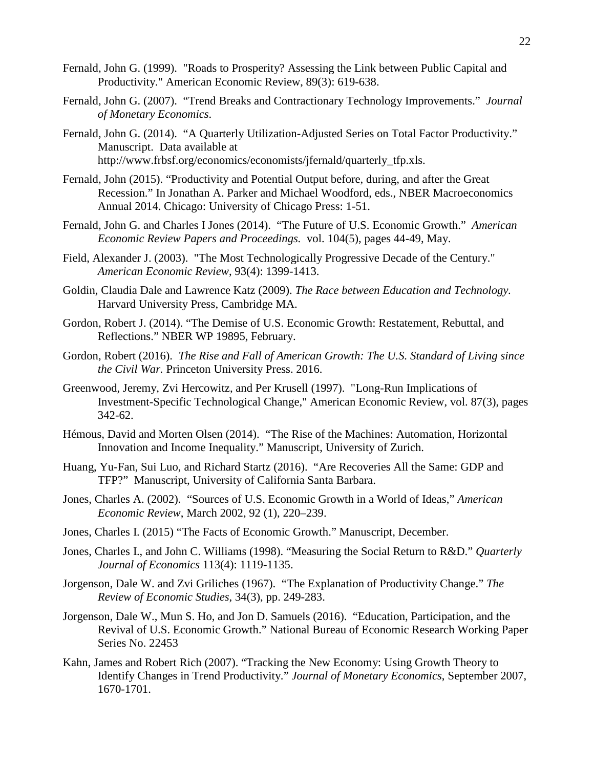Fernald, John G. (1999). "Roads to Prosperity? Assessing the Link between Public Capital and Productivity." American Economic Review, 89(3): 619-638.

Fernald, John G. (2007). "Trend Breaks and Contractionary Technology Improvements." *Journal of Monetary Economics*.

Fernald, John G. (2014). "A Quarterly Utilization-Adjusted Series on Total Factor Productivity." Manuscript. Data available at http://www.frbsf.org/economics/economists/jfernald/quarterly_tfp.xls.

Fernald, John (2015). "Productivity and Potential Output before, during, and after the Great Recession." In Jonathan A. Parker and Michael Woodford, eds., NBER Macroeconomics Annual 2014. Chicago: University of Chicago Press: 1-51.

Fernald, John G. and Charles I Jones (2014). "The Future of U.S. Economic Growth." *American Economic Review Papers and Proceedings.* vol. 104(5), pages 44-49, May.

Field, Alexander J. (2003). "The Most Technologically Progressive Decade of the Century." *American Economic Review*, 93(4): 1399-1413.

Goldin, Claudia Dale and Lawrence Katz (2009). *The Race between Education and Technology.* Harvard University Press, Cambridge MA.

Gordon, Robert J. (2014). "The Demise of U.S. Economic Growth: Restatement, Rebuttal, and Reflections." NBER WP 19895, February.

Gordon, Robert (2016). *The Rise and Fall of American Growth: The U.S. Standard of Living since the Civil War.* Princeton University Press. 2016.

Greenwood, Jeremy, Zvi Hercowitz, and Per Krusell (1997). "Long-Run Implications of Investment-Specific Technological Change," American Economic Review, vol. 87(3), pages 342-62.

Hémous, David and Morten Olsen (2014). "The Rise of the Machines: Automation, Horizontal Innovation and Income Inequality." Manuscript, University of Zurich.

Huang, Yu-Fan, Sui Luo, and Richard Startz (2016). "Are Recoveries All the Same: GDP and TFP?" Manuscript, University of California Santa Barbara.

Jones, Charles A. (2002). "Sources of U.S. Economic Growth in a World of Ideas," *American Economic Review*, March 2002, 92 (1), 220–239.

Jones, Charles I. (2015) "The Facts of Economic Growth." Manuscript, December.

Jones, Charles I., and John C. Williams (1998). "Measuring the Social Return to R&D." *Quarterly Journal of Economics* 113(4): 1119-1135.

Jorgenson, Dale W. and Zvi Griliches (1967). "The Explanation of Productivity Change." *The Review of Economic Studies*, 34(3), pp. 249-283.

Jorgenson, Dale W., Mun S. Ho, and Jon D. Samuels (2016). "Education, Participation, and the Revival of U.S. Economic Growth." National Bureau of Economic Research Working Paper Series No. 22453

Kahn, James and Robert Rich (2007). "Tracking the New Economy: Using Growth Theory to Identify Changes in Trend Productivity." *Journal of Monetary Economics*, September 2007, 1670-1701.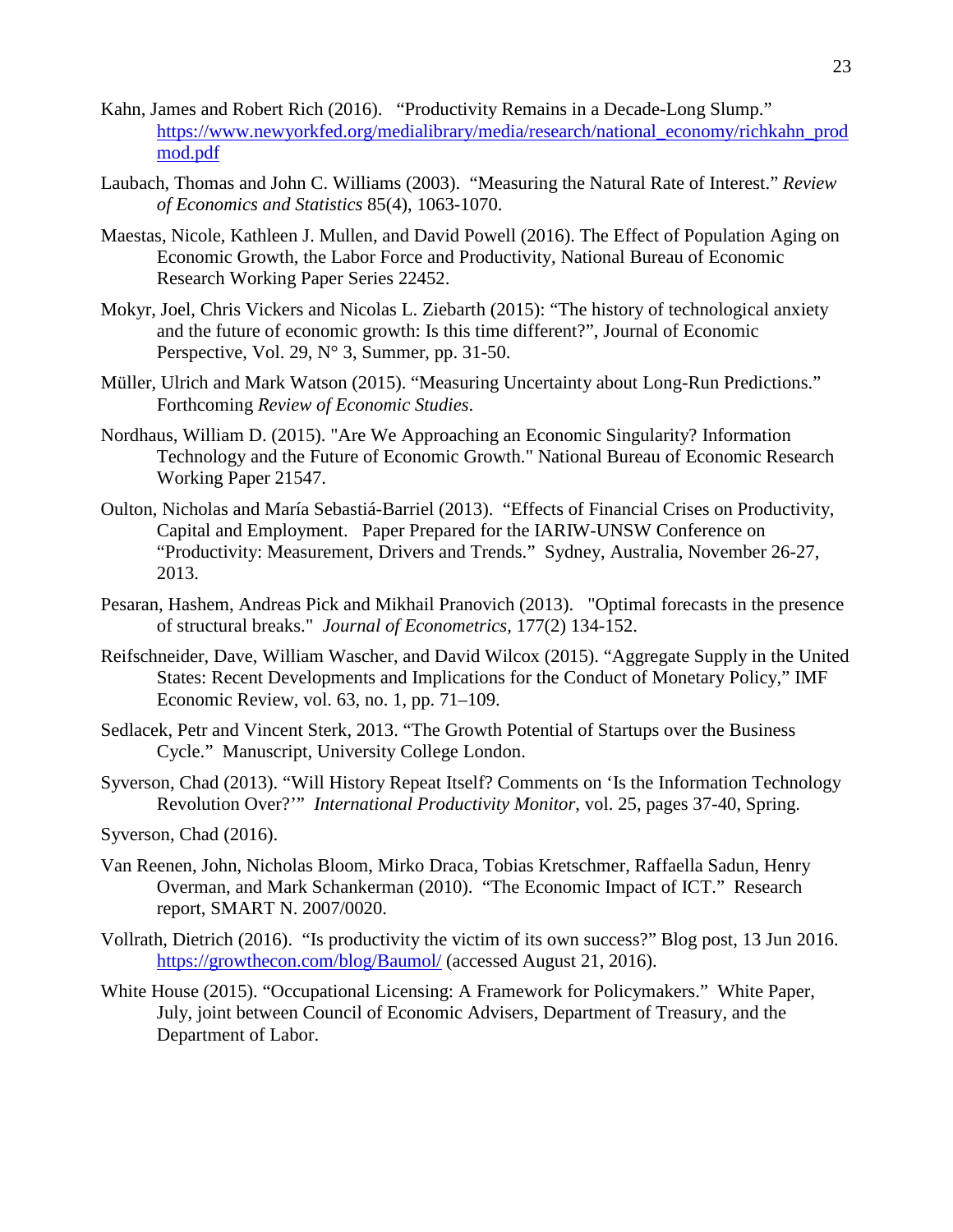Kahn, James and Robert Rich (2016). "Productivity Remains in a Decade-Long Slump." https://www.newyorkfed.org/medialibrary/media/research/national_economy/richkahn_prodmod.pdf

Laubach, Thomas and John C. Williams (2003). "Measuring the Natural Rate of Interest." *Review of Economics and Statistics* 85(4), 1063-1070.

Maestas, Nicole, Kathleen J. Mullen, and David Powell (2016). The Effect of Population Aging on Economic Growth, the Labor Force and Productivity, National Bureau of Economic Research Working Paper Series 22452.

Mokyr, Joel, Chris Vickers and Nicolas L. Ziebarth (2015): "The history of technological anxiety and the future of economic growth: Is this time different?", Journal of Economic Perspective, Vol. 29, N° 3, Summer, pp. 31-50.

Müller, Ulrich and Mark Watson (2015). "Measuring Uncertainty about Long-Run Predictions." Forthcoming *Review of Economic Studies*.

Nordhaus, William D. (2015). "Are We Approaching an Economic Singularity? Information Technology and the Future of Economic Growth." National Bureau of Economic Research Working Paper 21547.

Oulton, Nicholas and María Sebastiá-Barriel (2013). "Effects of Financial Crises on Productivity, Capital and Employment. Paper Prepared for the IARIW-UNSW Conference on "Productivity: Measurement, Drivers and Trends." Sydney, Australia, November 26-27, 2013.

Pesaran, Hashem, Andreas Pick and Mikhail Pranovich (2013). "Optimal forecasts in the presence of structural breaks." *Journal of Econometrics*, 177(2) 134-152.

Reifschneider, Dave, William Wascher, and David Wilcox (2015). "Aggregate Supply in the United States: Recent Developments and Implications for the Conduct of Monetary Policy," IMF Economic Review, vol. 63, no. 1, pp. 71–109.

Sedlacek, Petr and Vincent Sterk, 2013. "The Growth Potential of Startups over the Business Cycle." Manuscript, University College London.

Syverson, Chad (2013). "Will History Repeat Itself? Comments on 'Is the Information Technology Revolution Over?'" *International Productivity Monitor*, vol. 25, pages 37-40, Spring.

Syverson, Chad (2016).

Van Reenen, John, Nicholas Bloom, Mirko Draca, Tobias Kretschmer, Raffaella Sadun, Henry Overman, and Mark Schankerman (2010). "The Economic Impact of ICT." Research report, SMART N. 2007/0020.

Vollrath, Dietrich (2016). "Is productivity the victim of its own success?" Blog post, 13 Jun 2016. https://growthecon.com/blog/Baumol/ (accessed August 21, 2016).

White House (2015). "Occupational Licensing: A Framework for Policymakers." White Paper, July, joint between Council of Economic Advisers, Department of Treasury, and the Department of Labor.